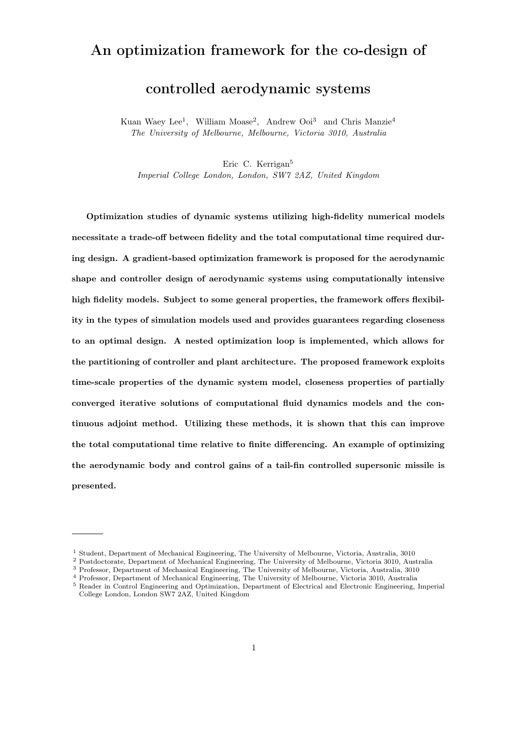# An optimization framework for the co-design of controlled aerodynamic systems

Kuan Waey Lee[1], William Moase[2], Andrew Ooi[3] and Chris Manzie[4]
*The University of Melbourne, Melbourne, Victoria 3010, Australia*

Eric C. Kerrigan[5]
*Imperial College London, London, SW7 2AZ, United Kingdom*

**Optimization studies of dynamic systems utilizing high-fidelity numerical models necessitate a trade-off between fidelity and the total computational time required during design. A gradient-based optimization framework is proposed for the aerodynamic shape and controller design of aerodynamic systems using computationally intensive high fidelity models. Subject to some general properties, the framework offers flexibility in the types of simulation models used and provides guarantees regarding closeness to an optimal design. A nested optimization loop is implemented, which allows for the partitioning of controller and plant architecture. The proposed framework exploits time-scale properties of the dynamic system model, closeness properties of partially converged iterative solutions of computational fluid dynamics models and the continuous adjoint method. Utilizing these methods, it is shown that this can improve the total computational time relative to finite differencing. An example of optimizing the aerodynamic body and control gains of a tail-fin controlled supersonic missile is presented.**

---

[1] Student, Department of Mechanical Engineering, The University of Melbourne, Victoria, Australia, 3010
[2] Postdoctorate, Department of Mechanical Engineering, The University of Melbourne, Victoria 3010, Australia
[3] Professor, Department of Mechanical Engineering, The University of Melbourne, Victoria, Australia, 3010
[4] Professor, Department of Mechanical Engineering, The University of Melbourne, Victoria 3010, Australia
[5] Reader in Control Engineering and Optimization, Department of Electrical and Electronic Engineering, Imperial College London, London SW7 2AZ, United Kingdom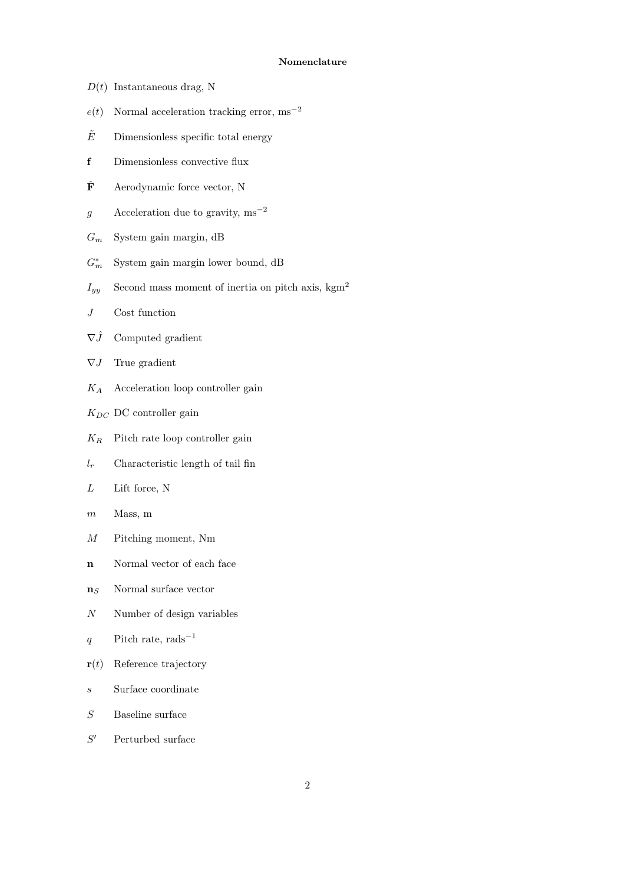**Nomenclature**

$D(t)$ Instantaneous drag, N

$e(t)$ Normal acceleration tracking error, $\mathrm{ms}^{-2}$

$\tilde{E}$ Dimensionless specific total energy

$\mathbf{f}$ Dimensionless convective flux

$\hat{\mathbf{F}}$ Aerodynamic force vector, N

$g$ Acceleration due to gravity, $\mathrm{ms}^{-2}$

$G_m$ System gain margin, dB

$G_m^*$ System gain margin lower bound, dB

$I_{yy}$ Second mass moment of inertia on pitch axis, $\mathrm{kgm}^2$

$J$ Cost function

$\nabla \hat{J}$ Computed gradient

$\nabla J$ True gradient

$K_A$ Acceleration loop controller gain

$K_{DC}$ DC controller gain

$K_R$ Pitch rate loop controller gain

$l_r$ Characteristic length of tail fin

$L$ Lift force, N

$m$ Mass, m

$M$ Pitching moment, Nm

$\mathbf{n}$ Normal vector of each face

$\mathbf{n}_S$ Normal surface vector

$N$ Number of design variables

$q$ Pitch rate, $\mathrm{rads}^{-1}$

$\mathbf{r}(t)$ Reference trajectory

$s$ Surface coordinate

$S$ Baseline surface

$S'$ Perturbed surface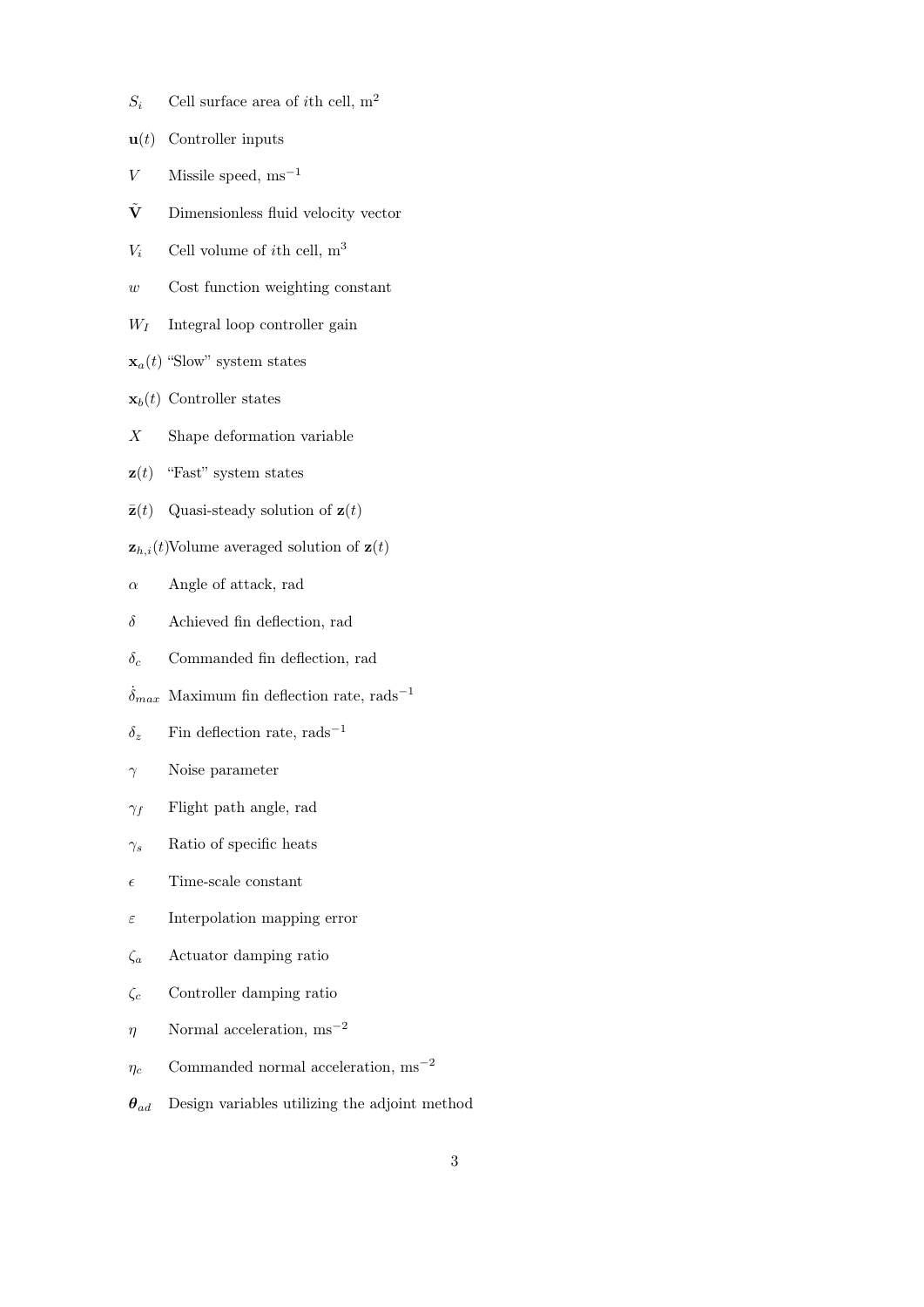$S_i$ Cell surface area of $i$th cell, $\mathrm{m}^2$

$\mathbf{u}(t)$ Controller inputs

$V$ Missile speed, $\mathrm{ms}^{-1}$

$\tilde{\mathbf{V}}$ Dimensionless fluid velocity vector

$V_i$ Cell volume of $i$th cell, $\mathrm{m}^3$

$w$ Cost function weighting constant

$W_I$ Integral loop controller gain

$\mathbf{x}_a(t)$ "Slow" system states

$\mathbf{x}_b(t)$ Controller states

$X$ Shape deformation variable

$\mathbf{z}(t)$ "Fast" system states

$\bar{\mathbf{z}}(t)$ Quasi-steady solution of $\mathbf{z}(t)$

$\mathbf{z}_{h,i}(t)$ Volume averaged solution of $\mathbf{z}(t)$

$\alpha$ Angle of attack, rad

$\delta$ Achieved fin deflection, rad

$\delta_c$ Commanded fin deflection, rad

$\dot{\delta}_{max}$ Maximum fin deflection rate, $\mathrm{rads}^{-1}$

$\delta_z$ Fin deflection rate, $\mathrm{rads}^{-1}$

$\gamma$ Noise parameter

$\gamma_f$ Flight path angle, rad

$\gamma_s$ Ratio of specific heats

$\epsilon$ Time-scale constant

$\varepsilon$ Interpolation mapping error

$\zeta_a$ Actuator damping ratio

$\zeta_c$ Controller damping ratio

$\eta$ Normal acceleration, $\mathrm{ms}^{-2}$

$\eta_c$ Commanded normal acceleration, $\mathrm{ms}^{-2}$

$\boldsymbol{\theta}_{ad}$ Design variables utilizing the adjoint method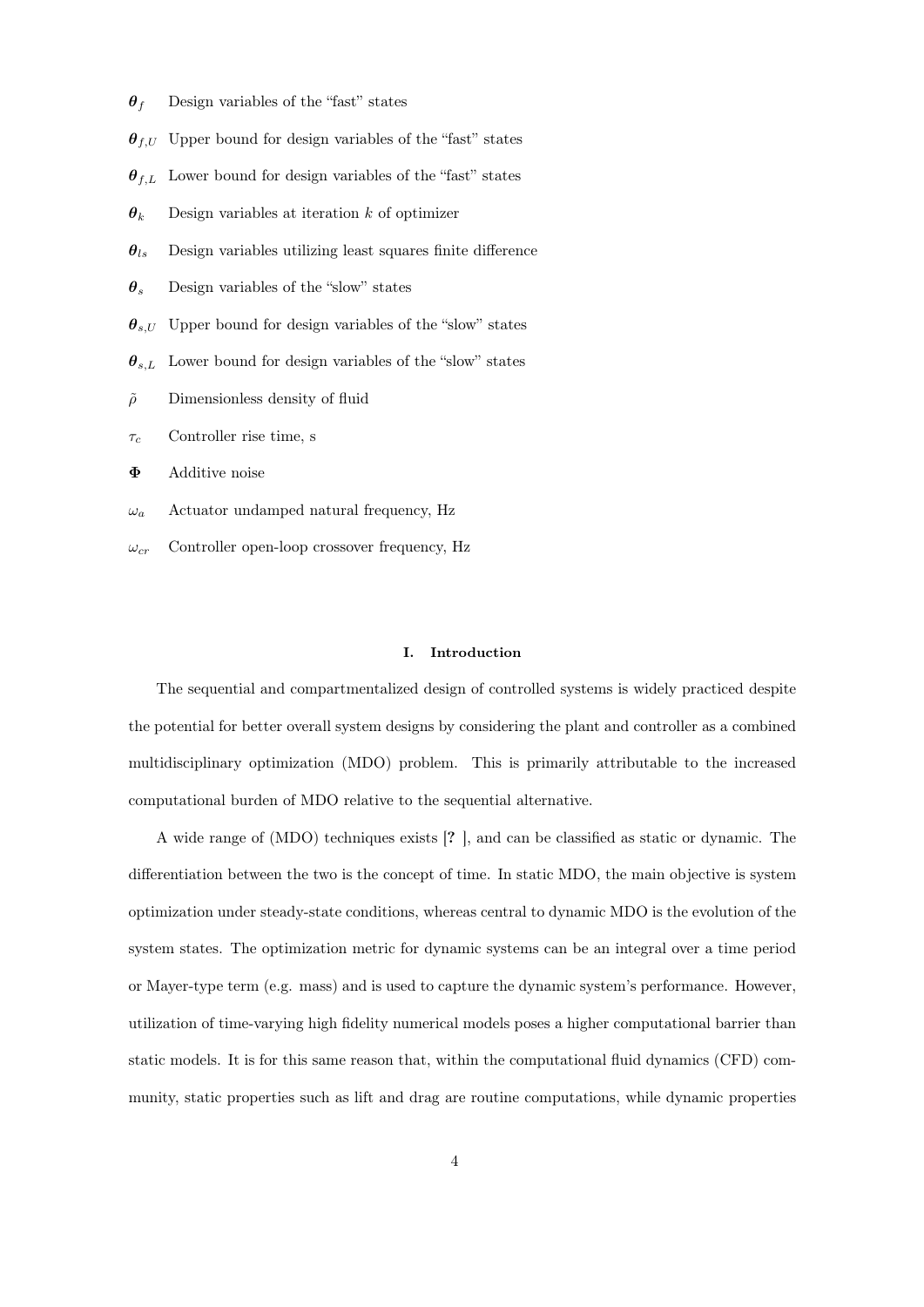$\boldsymbol{\theta}_f$ Design variables of the "fast" states

$\boldsymbol{\theta}_{f,U}$ Upper bound for design variables of the "fast" states

$\boldsymbol{\theta}_{f,L}$ Lower bound for design variables of the "fast" states

$\boldsymbol{\theta}_k$ Design variables at iteration $k$ of optimizer

$\boldsymbol{\theta}_{ls}$ Design variables utilizing least squares finite difference

$\boldsymbol{\theta}_s$ Design variables of the "slow" states

$\boldsymbol{\theta}_{s,U}$ Upper bound for design variables of the "slow" states

$\boldsymbol{\theta}_{s,L}$ Lower bound for design variables of the "slow" states

$\tilde{\rho}$ Dimensionless density of fluid

$\tau_c$ Controller rise time, s

$\boldsymbol{\Phi}$ Additive noise

$\omega_a$ Actuator undamped natural frequency, Hz

$\omega_{cr}$ Controller open-loop crossover frequency, Hz

## I. Introduction

The sequential and compartmentalized design of controlled systems is widely practiced despite the potential for better overall system designs by considering the plant and controller as a combined multidisciplinary optimization (MDO) problem. This is primarily attributable to the increased computational burden of MDO relative to the sequential alternative.

A wide range of (MDO) techniques exists [? ], and can be classified as static or dynamic. The differentiation between the two is the concept of time. In static MDO, the main objective is system optimization under steady-state conditions, whereas central to dynamic MDO is the evolution of the system states. The optimization metric for dynamic systems can be an integral over a time period or Mayer-type term (e.g. mass) and is used to capture the dynamic system's performance. However, utilization of time-varying high fidelity numerical models poses a higher computational barrier than static models. It is for this same reason that, within the computational fluid dynamics (CFD) community, static properties such as lift and drag are routine computations, while dynamic properties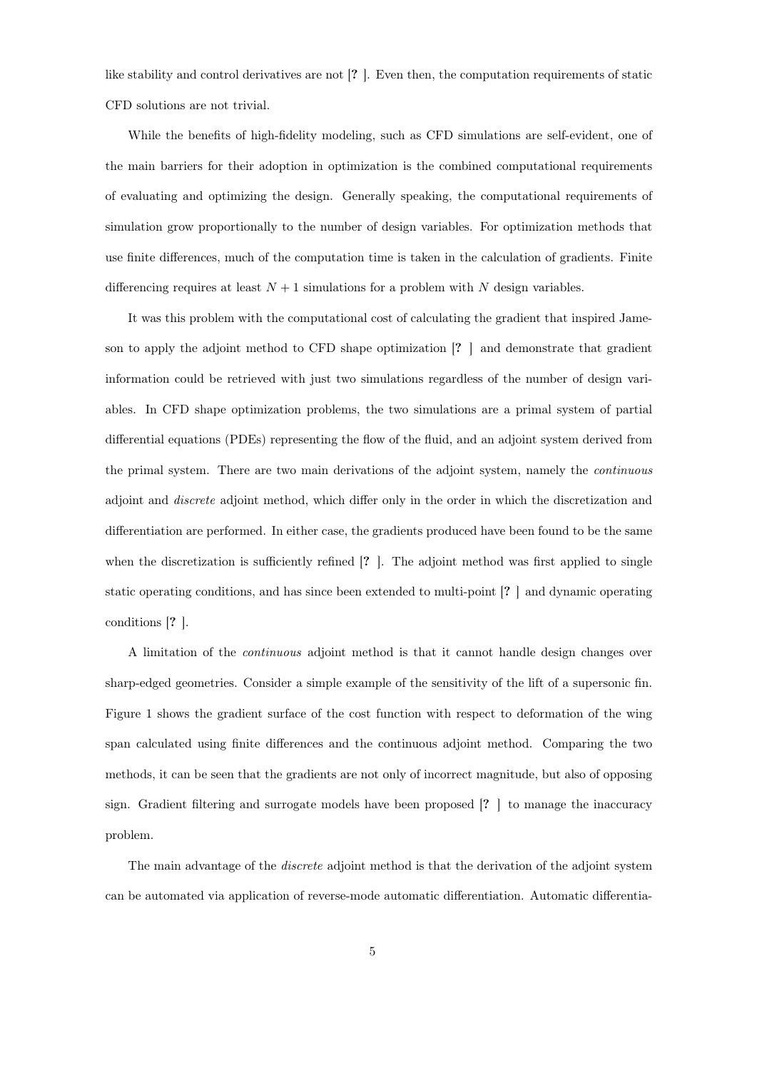like stability and control derivatives are not [? ]. Even then, the computation requirements of static CFD solutions are not trivial.

While the benefits of high-fidelity modeling, such as CFD simulations are self-evident, one of the main barriers for their adoption in optimization is the combined computational requirements of evaluating and optimizing the design. Generally speaking, the computational requirements of simulation grow proportionally to the number of design variables. For optimization methods that use finite differences, much of the computation time is taken in the calculation of gradients. Finite differencing requires at least $N + 1$ simulations for a problem with $N$ design variables.

It was this problem with the computational cost of calculating the gradient that inspired Jameson to apply the adjoint method to CFD shape optimization [? ] and demonstrate that gradient information could be retrieved with just two simulations regardless of the number of design variables. In CFD shape optimization problems, the two simulations are a primal system of partial differential equations (PDEs) representing the flow of the fluid, and an adjoint system derived from the primal system. There are two main derivations of the adjoint system, namely the *continuous* adjoint and *discrete* adjoint method, which differ only in the order in which the discretization and differentiation are performed. In either case, the gradients produced have been found to be the same when the discretization is sufficiently refined [? ]. The adjoint method was first applied to single static operating conditions, and has since been extended to multi-point [? ] and dynamic operating conditions [? ].

A limitation of the *continuous* adjoint method is that it cannot handle design changes over sharp-edged geometries. Consider a simple example of the sensitivity of the lift of a supersonic fin. Figure 1 shows the gradient surface of the cost function with respect to deformation of the wing span calculated using finite differences and the continuous adjoint method. Comparing the two methods, it can be seen that the gradients are not only of incorrect magnitude, but also of opposing sign. Gradient filtering and surrogate models have been proposed [? ] to manage the inaccuracy problem.

The main advantage of the *discrete* adjoint method is that the derivation of the adjoint system can be automated via application of reverse-mode automatic differentiation. Automatic differentia-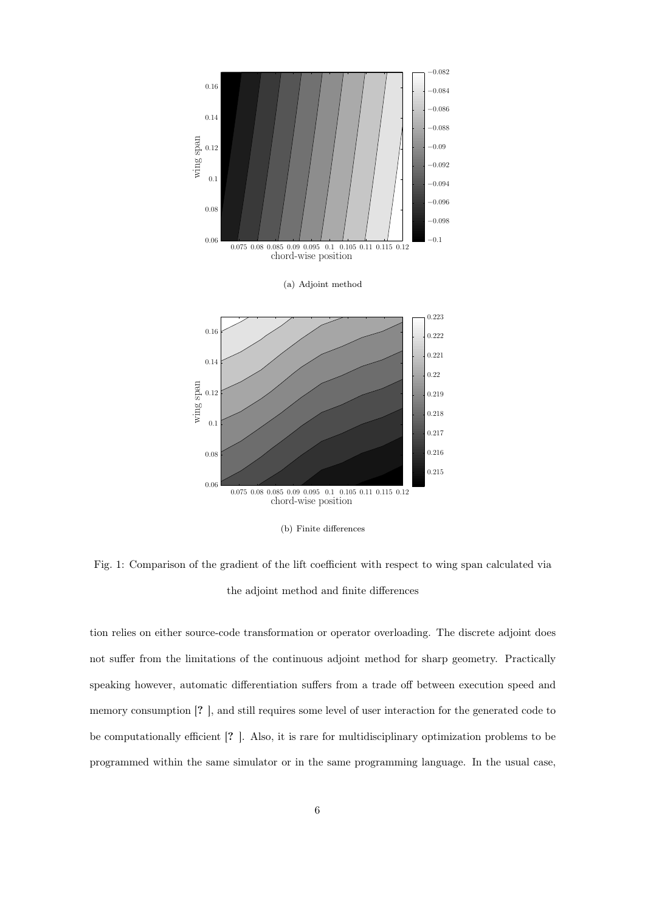(a) Adjoint method

(b) Finite differences

Fig. 1: Comparison of the gradient of the lift coefficient with respect to wing span calculated via the adjoint method and finite differences

tion relies on either source-code transformation or operator overloading. The discrete adjoint does not suffer from the limitations of the continuous adjoint method for sharp geometry. Practically speaking however, automatic differentiation suffers from a trade off between execution speed and memory consumption [? ], and still requires some level of user interaction for the generated code to be computationally efficient [? ]. Also, it is rare for multidisciplinary optimization problems to be programmed within the same simulator or in the same programming language. In the usual case,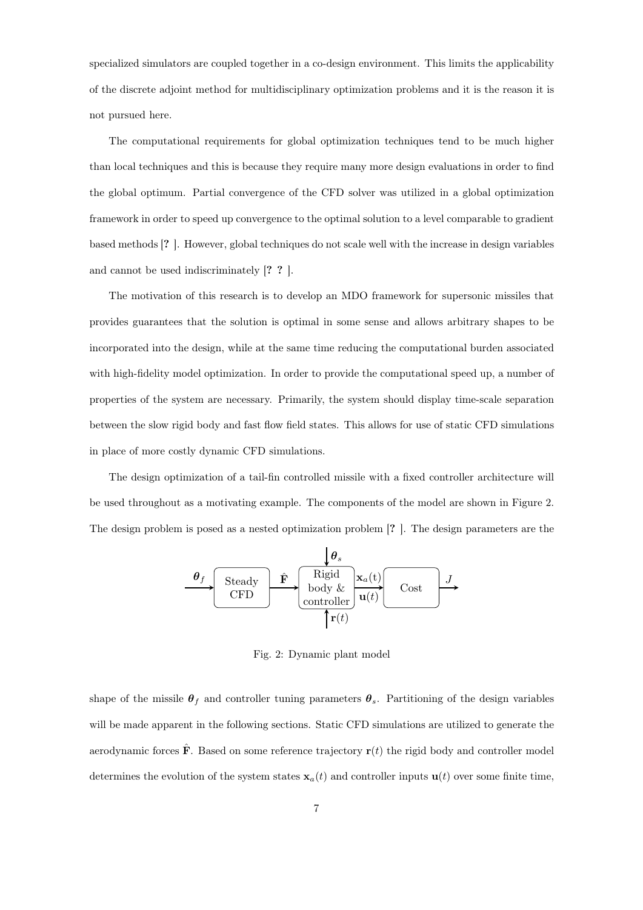specialized simulators are coupled together in a co-design environment. This limits the applicability of the discrete adjoint method for multidisciplinary optimization problems and it is the reason it is not pursued here.

The computational requirements for global optimization techniques tend to be much higher than local techniques and this is because they require many more design evaluations in order to find the global optimum. Partial convergence of the CFD solver was utilized in a global optimization framework in order to speed up convergence to the optimal solution to a level comparable to gradient based methods [? ]. However, global techniques do not scale well with the increase in design variables and cannot be used indiscriminately [? ? ].

The motivation of this research is to develop an MDO framework for supersonic missiles that provides guarantees that the solution is optimal in some sense and allows arbitrary shapes to be incorporated into the design, while at the same time reducing the computational burden associated with high-fidelity model optimization. In order to provide the computational speed up, a number of properties of the system are necessary. Primarily, the system should display time-scale separation between the slow rigid body and fast flow field states. This allows for use of static CFD simulations in place of more costly dynamic CFD simulations.

The design optimization of a tail-fin controlled missile with a fixed controller architecture will be used throughout as a motivating example. The components of the model are shown in Figure 2. The design problem is posed as a nested optimization problem [? ]. The design parameters are the

$\boldsymbol{\theta}_f$ → Steady CFD → $\hat{\mathbf{F}}$ → Rigid body & controller (inputs $\boldsymbol{\theta}_s$, $\mathbf{r}(t)$) → $\mathbf{x}_a$(t), $\mathbf{u}(t)$ → Cost → $J$

Fig. 2: Dynamic plant model

shape of the missile $\boldsymbol{\theta}_f$ and controller tuning parameters $\boldsymbol{\theta}_s$. Partitioning of the design variables will be made apparent in the following sections. Static CFD simulations are utilized to generate the aerodynamic forces $\hat{\mathbf{F}}$. Based on some reference trajectory $\mathbf{r}(t)$ the rigid body and controller model determines the evolution of the system states $\mathbf{x}_a(t)$ and controller inputs $\mathbf{u}(t)$ over some finite time,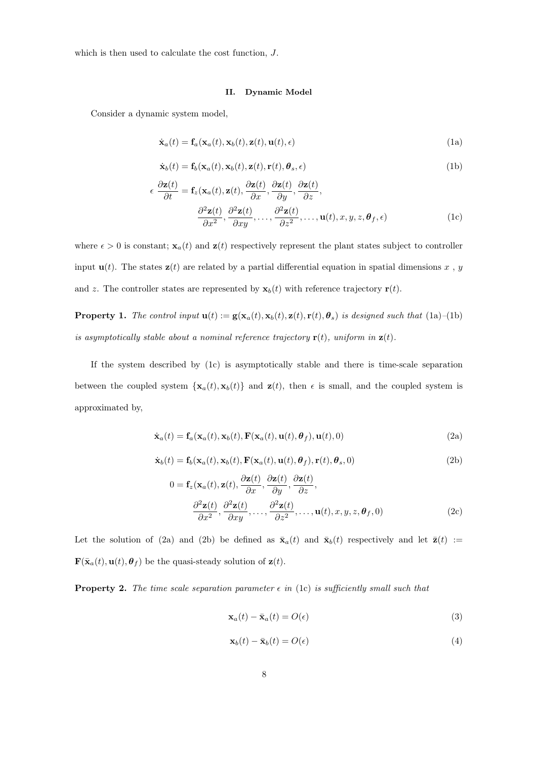which is then used to calculate the cost function, $J$.

## II. Dynamic Model

Consider a dynamic system model,

$$\dot{\mathbf{x}}_a(t) = \mathbf{f}_a(\mathbf{x}_a(t), \mathbf{x}_b(t), \mathbf{z}(t), \mathbf{u}(t), \epsilon) \tag{1a}$$

$$\dot{\mathbf{x}}_b(t) = \mathbf{f}_b(\mathbf{x}_a(t), \mathbf{x}_b(t), \mathbf{z}(t), \mathbf{r}(t), \boldsymbol{\theta}_s, \epsilon) \tag{1b}$$

$$\begin{aligned}\epsilon \, \frac{\partial \mathbf{z}(t)}{\partial t} = \mathbf{f}_z(\mathbf{x}_a(t), \mathbf{z}(t), \frac{\partial \mathbf{z}(t)}{\partial x}, \frac{\partial \mathbf{z}(t)}{\partial y}, \frac{\partial \mathbf{z}(t)}{\partial z}, \\ \frac{\partial^2 \mathbf{z}(t)}{\partial x^2}, \frac{\partial^2 \mathbf{z}(t)}{\partial xy}, \ldots, \frac{\partial^2 \mathbf{z}(t)}{\partial z^2}, \ldots, \mathbf{u}(t), x, y, z, \boldsymbol{\theta}_f, \epsilon)\end{aligned} \tag{1c}$$

where $\epsilon > 0$ is constant; $\mathbf{x}_a(t)$ and $\mathbf{z}(t)$ respectively represent the plant states subject to controller input $\mathbf{u}(t)$. The states $\mathbf{z}(t)$ are related by a partial differential equation in spatial dimensions $x$ , $y$ and $z$. The controller states are represented by $\mathbf{x}_b(t)$ with reference trajectory $\mathbf{r}(t)$.

**Property 1.** *The control input $\mathbf{u}(t) := \mathbf{g}(\mathbf{x}_a(t), \mathbf{x}_b(t), \mathbf{z}(t), \mathbf{r}(t), \boldsymbol{\theta}_s)$ is designed such that (1a)–(1b) is asymptotically stable about a nominal reference trajectory $\mathbf{r}(t)$, uniform in $\mathbf{z}(t)$.*

If the system described by (1c) is asymptotically stable and there is time-scale separation between the coupled system $\{\mathbf{x}_a(t), \mathbf{x}_b(t)\}$ and $\mathbf{z}(t)$, then $\epsilon$ is small, and the coupled system is approximated by,

$$\dot{\mathbf{x}}_a(t) = \mathbf{f}_a(\mathbf{x}_a(t), \mathbf{x}_b(t), \mathbf{F}(\mathbf{x}_a(t), \mathbf{u}(t), \boldsymbol{\theta}_f), \mathbf{u}(t), 0) \tag{2a}$$

$$\dot{\mathbf{x}}_b(t) = \mathbf{f}_b(\mathbf{x}_a(t), \mathbf{x}_b(t), \mathbf{F}(\mathbf{x}_a(t), \mathbf{u}(t), \boldsymbol{\theta}_f), \mathbf{r}(t), \boldsymbol{\theta}_s, 0) \tag{2b}$$

$$\begin{aligned}0 = \mathbf{f}_z(\mathbf{x}_a(t), \mathbf{z}(t), \frac{\partial \mathbf{z}(t)}{\partial x}, \frac{\partial \mathbf{z}(t)}{\partial y}, \frac{\partial \mathbf{z}(t)}{\partial z}, \\ \frac{\partial^2 \mathbf{z}(t)}{\partial x^2}, \frac{\partial^2 \mathbf{z}(t)}{\partial xy}, \ldots, \frac{\partial^2 \mathbf{z}(t)}{\partial z^2}, \ldots, \mathbf{u}(t), x, y, z, \boldsymbol{\theta}_f, 0)\end{aligned} \tag{2c}$$

Let the solution of (2a) and (2b) be defined as $\bar{\mathbf{x}}_a(t)$ and $\bar{\mathbf{x}}_b(t)$ respectively and let $\bar{\mathbf{z}}(t) := \mathbf{F}(\bar{\mathbf{x}}_a(t), \mathbf{u}(t), \boldsymbol{\theta}_f)$ be the quasi-steady solution of $\mathbf{z}(t)$.

**Property 2.** *The time scale separation parameter $\epsilon$ in (1c) is sufficiently small such that*

$$\mathbf{x}_a(t) - \bar{\mathbf{x}}_a(t) = O(\epsilon) \tag{3}$$

$$\mathbf{x}_b(t) - \bar{\mathbf{x}}_b(t) = O(\epsilon) \tag{4}$$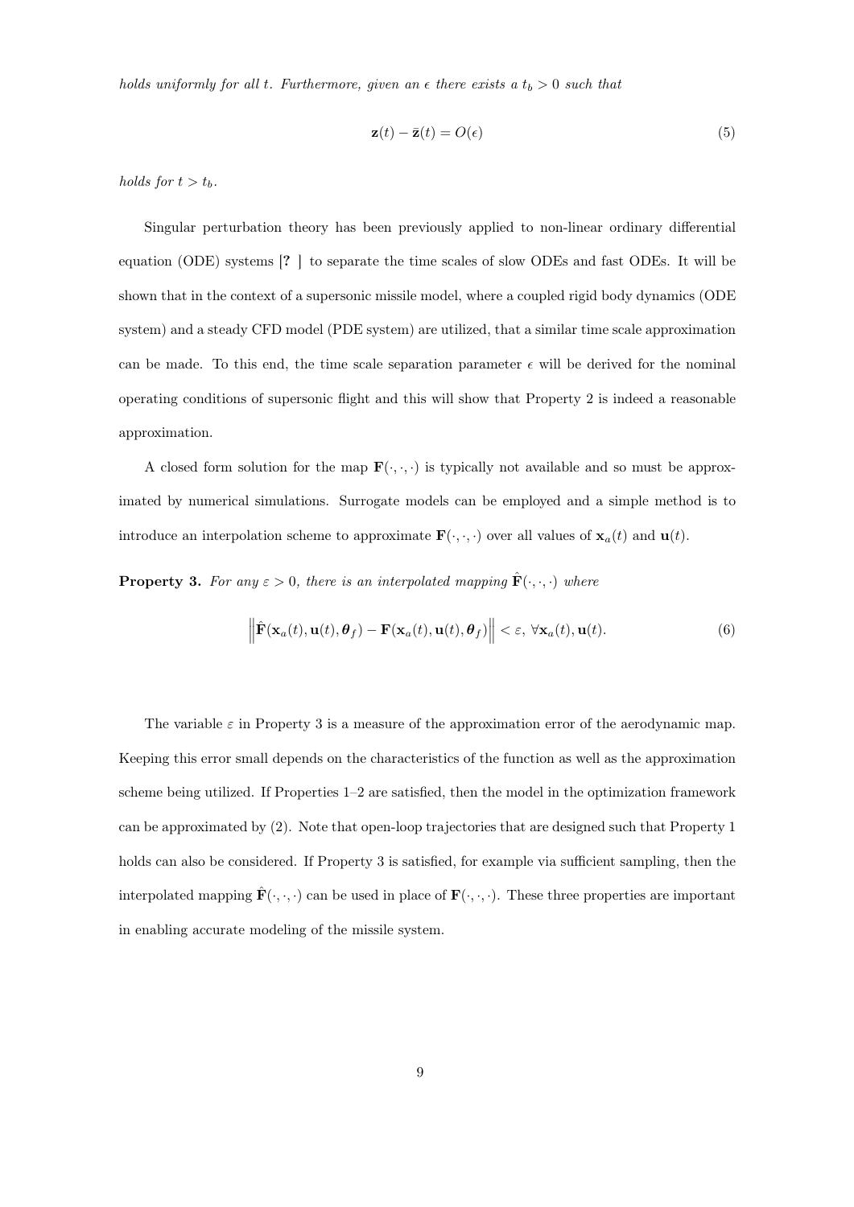*holds uniformly for all $t$. Furthermore, given an $\epsilon$ there exists a $t_b > 0$ such that*

$$\mathbf{z}(t) - \bar{\mathbf{z}}(t) = O(\epsilon) \tag{5}$$

*holds for $t > t_b$.*

Singular perturbation theory has been previously applied to non-linear ordinary differential equation (ODE) systems [? ] to separate the time scales of slow ODEs and fast ODEs. It will be shown that in the context of a supersonic missile model, where a coupled rigid body dynamics (ODE system) and a steady CFD model (PDE system) are utilized, that a similar time scale approximation can be made. To this end, the time scale separation parameter $\epsilon$ will be derived for the nominal operating conditions of supersonic flight and this will show that Property 2 is indeed a reasonable approximation.

A closed form solution for the map $\mathbf{F}(\cdot, \cdot, \cdot)$ is typically not available and so must be approximated by numerical simulations. Surrogate models can be employed and a simple method is to introduce an interpolation scheme to approximate $\mathbf{F}(\cdot, \cdot, \cdot)$ over all values of $\mathbf{x}_a(t)$ and $\mathbf{u}(t)$.

**Property 3.** *For any $\varepsilon > 0$, there is an interpolated mapping $\hat{\mathbf{F}}(\cdot, \cdot, \cdot)$ where*

$$\left\| \hat{\mathbf{F}}(\mathbf{x}_a(t), \mathbf{u}(t), \boldsymbol{\theta}_f) - \mathbf{F}(\mathbf{x}_a(t), \mathbf{u}(t), \boldsymbol{\theta}_f) \right\| < \varepsilon, \ \forall \mathbf{x}_a(t), \mathbf{u}(t). \tag{6}$$

The variable $\varepsilon$ in Property 3 is a measure of the approximation error of the aerodynamic map. Keeping this error small depends on the characteristics of the function as well as the approximation scheme being utilized. If Properties 1–2 are satisfied, then the model in the optimization framework can be approximated by (2). Note that open-loop trajectories that are designed such that Property 1 holds can also be considered. If Property 3 is satisfied, for example via sufficient sampling, then the interpolated mapping $\hat{\mathbf{F}}(\cdot, \cdot, \cdot)$ can be used in place of $\mathbf{F}(\cdot, \cdot, \cdot)$. These three properties are important in enabling accurate modeling of the missile system.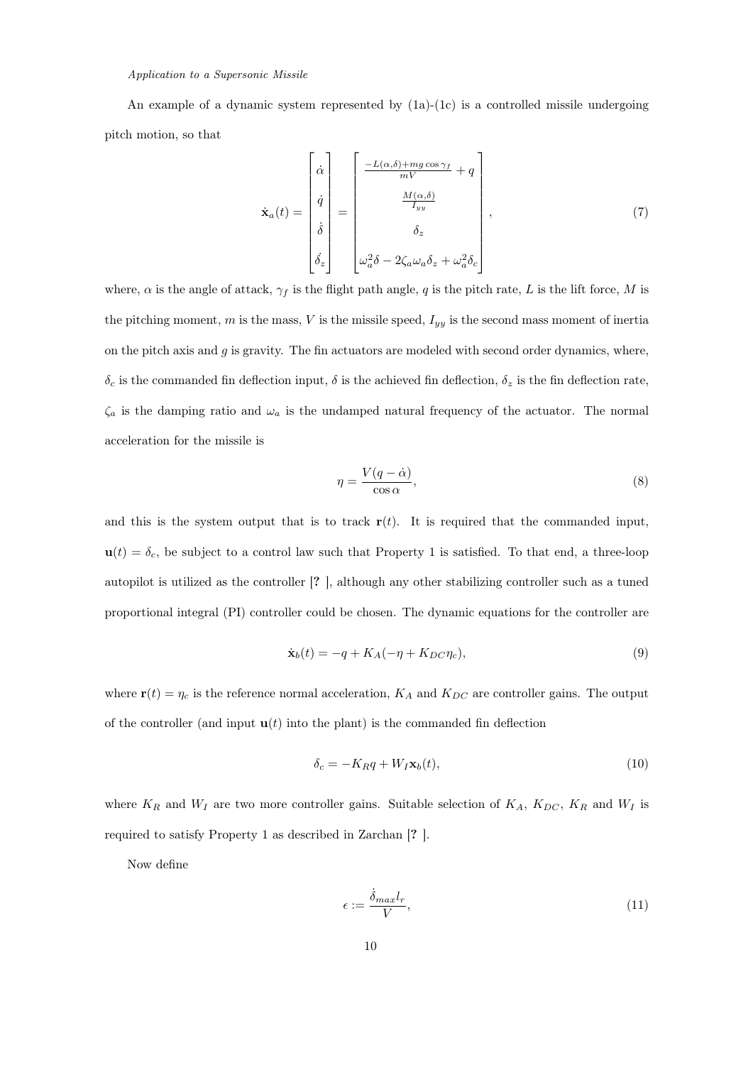*Application to a Supersonic Missile*

An example of a dynamic system represented by (1a)-(1c) is a controlled missile undergoing pitch motion, so that

$$\dot{\mathbf{x}}_a(t) = \begin{bmatrix} \dot{\alpha} \\ \dot{q} \\ \dot{\delta} \\ \dot{\delta}_z \end{bmatrix} = \begin{bmatrix} \frac{-L(\alpha,\delta)+mg\cos\gamma_f}{mV} + q \\ \frac{M(\alpha,\delta)}{I_{yy}} \\ \delta_z \\ \omega_a^2\delta - 2\zeta_a\omega_a\delta_z + \omega_a^2\delta_c \end{bmatrix}, \tag{7}$$

where, $\alpha$ is the angle of attack, $\gamma_f$ is the flight path angle, $q$ is the pitch rate, $L$ is the lift force, $M$ is the pitching moment, $m$ is the mass, $V$ is the missile speed, $I_{yy}$ is the second mass moment of inertia on the pitch axis and $g$ is gravity. The fin actuators are modeled with second order dynamics, where, $\delta_c$ is the commanded fin deflection input, $\delta$ is the achieved fin deflection, $\delta_z$ is the fin deflection rate, $\zeta_a$ is the damping ratio and $\omega_a$ is the undamped natural frequency of the actuator. The normal acceleration for the missile is

$$\eta = \frac{V(q - \dot{\alpha})}{\cos\alpha}, \tag{8}$$

and this is the system output that is to track $\mathbf{r}(t)$. It is required that the commanded input, $\mathbf{u}(t) = \delta_c$, be subject to a control law such that Property 1 is satisfied. To that end, a three-loop autopilot is utilized as the controller [? ], although any other stabilizing controller such as a tuned proportional integral (PI) controller could be chosen. The dynamic equations for the controller are

$$\dot{\mathbf{x}}_b(t) = -q + K_A(-\eta + K_{DC}\eta_c), \tag{9}$$

where $\mathbf{r}(t) = \eta_c$ is the reference normal acceleration, $K_A$ and $K_{DC}$ are controller gains. The output of the controller (and input $\mathbf{u}(t)$ into the plant) is the commanded fin deflection

$$\delta_c = -K_R q + W_I \mathbf{x}_b(t), \tag{10}$$

where $K_R$ and $W_I$ are two more controller gains. Suitable selection of $K_A$, $K_{DC}$, $K_R$ and $W_I$ is required to satisfy Property 1 as described in Zarchan [? ].

Now define

$$\epsilon := \frac{\dot{\delta}_{max} l_r}{V}, \tag{11}$$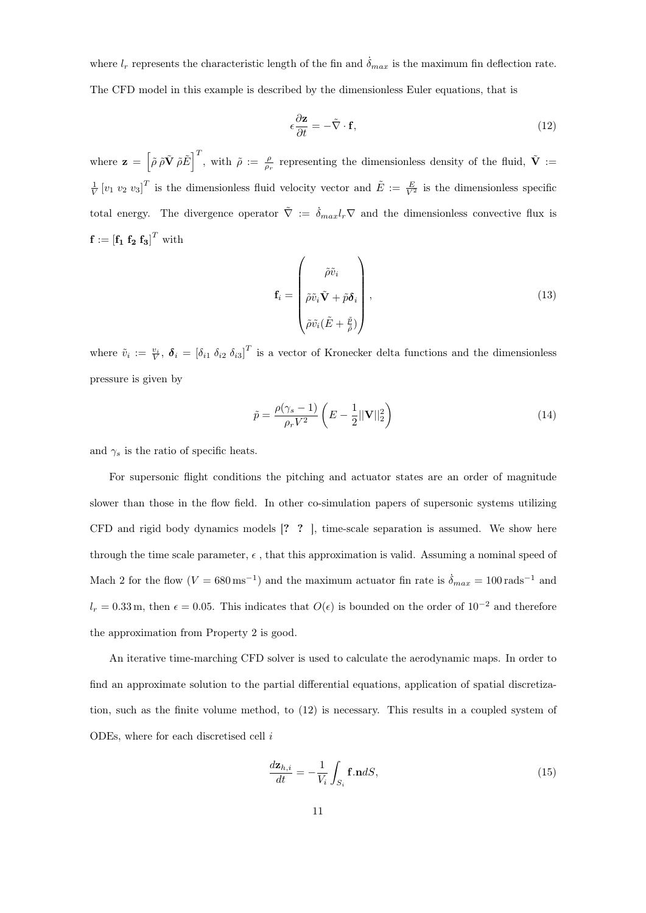where $l_r$ represents the characteristic length of the fin and $\dot{\delta}_{max}$ is the maximum fin deflection rate. The CFD model in this example is described by the dimensionless Euler equations, that is

$$\epsilon \frac{\partial \mathbf{z}}{\partial t} = -\tilde{\nabla} \cdot \mathbf{f}, \tag{12}$$

where $\mathbf{z} = \left[\tilde{\rho}\, \tilde{\rho}\tilde{\mathbf{V}}\, \tilde{\rho}\tilde{E}\right]^T$, with $\tilde{\rho} := \frac{\rho}{\rho_r}$ representing the dimensionless density of the fluid, $\tilde{\mathbf{V}} := \frac{1}{V}\left[v_1\ v_2\ v_3\right]^T$ is the dimensionless fluid velocity vector and $\tilde{E} := \frac{E}{V^2}$ is the dimensionless specific total energy. The divergence operator $\tilde{\nabla} := \dot{\delta}_{max} l_r \nabla$ and the dimensionless convective flux is $\mathbf{f} := \left[\mathbf{f_1}\ \mathbf{f_2}\ \mathbf{f_3}\right]^T$ with

$$\mathbf{f}_i = \begin{pmatrix} \tilde{\rho}\tilde{v}_i \\ \tilde{\rho}\tilde{v}_i\tilde{\mathbf{V}} + \tilde{p}\boldsymbol{\delta}_i \\ \tilde{\rho}\tilde{v}_i(\tilde{E} + \frac{\tilde{p}}{\tilde{\rho}}) \end{pmatrix}, \tag{13}$$

where $\tilde{v}_i := \frac{v_i}{V}$, $\boldsymbol{\delta}_i = \left[\delta_{i1}\ \delta_{i2}\ \delta_{i3}\right]^T$ is a vector of Kronecker delta functions and the dimensionless pressure is given by

$$\tilde{p} = \frac{\rho(\gamma_s - 1)}{\rho_r V^2}\left(E - \frac{1}{2}||\mathbf{V}||_2^2\right) \tag{14}$$

and $\gamma_s$ is the ratio of specific heats.

For supersonic flight conditions the pitching and actuator states are an order of magnitude slower than those in the flow field. In other co-simulation papers of supersonic systems utilizing CFD and rigid body dynamics models [? ? ], time-scale separation is assumed. We show here through the time scale parameter, $\epsilon$ , that this approximation is valid. Assuming a nominal speed of Mach 2 for the flow ($V = 680\,\mathrm{ms}^{-1}$) and the maximum actuator fin rate is $\dot{\delta}_{max} = 100\,\mathrm{rads}^{-1}$ and $l_r = 0.33\,\mathrm{m}$, then $\epsilon = 0.05$. This indicates that $O(\epsilon)$ is bounded on the order of $10^{-2}$ and therefore the approximation from Property 2 is good.

An iterative time-marching CFD solver is used to calculate the aerodynamic maps. In order to find an approximate solution to the partial differential equations, application of spatial discretization, such as the finite volume method, to (12) is necessary. This results in a coupled system of ODEs, where for each discretised cell $i$

$$\frac{d\mathbf{z}_{h,i}}{dt} = -\frac{1}{V_i}\int_{S_i} \mathbf{f}.\mathbf{n}dS, \tag{15}$$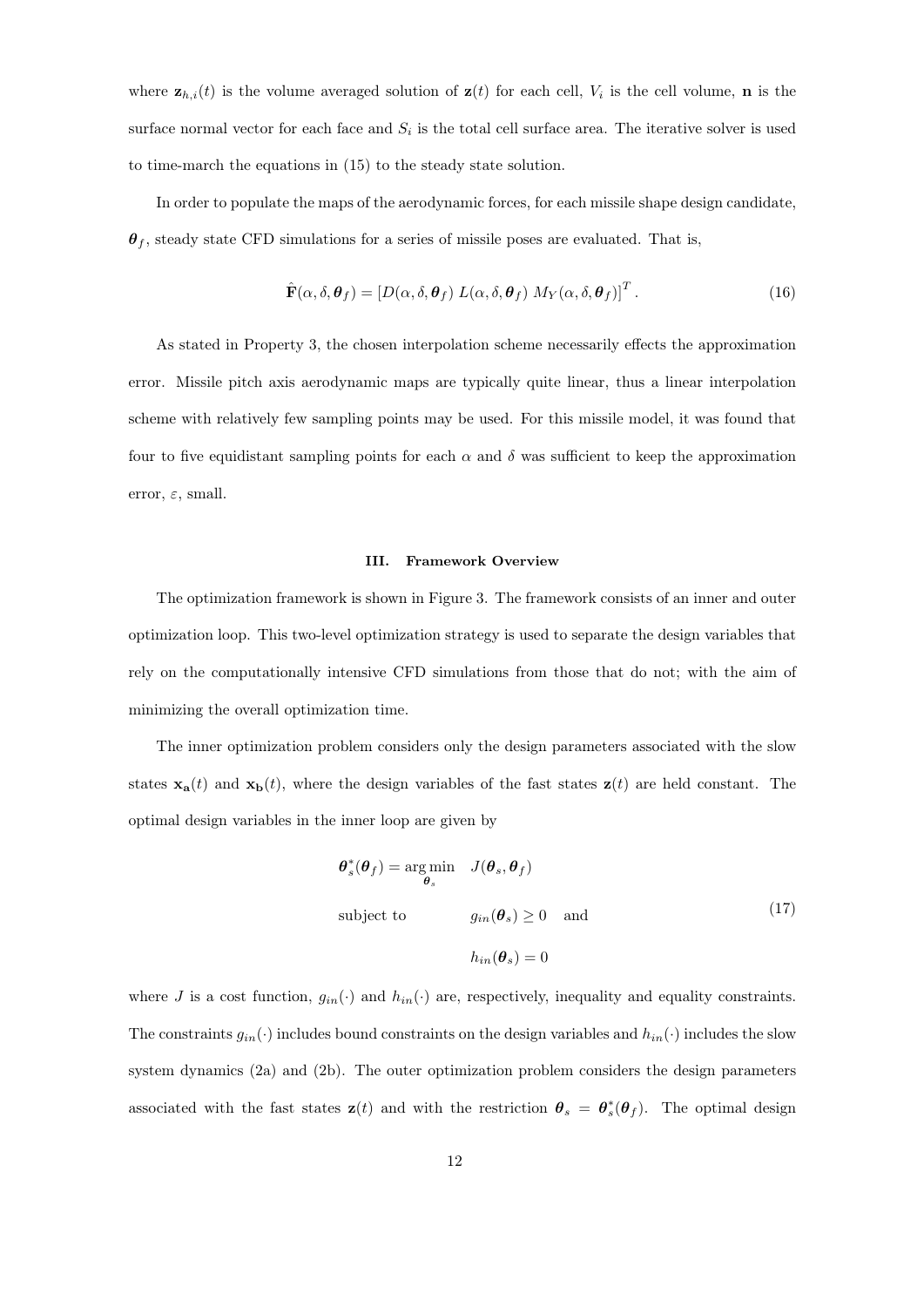where $\mathbf{z}_{h,i}(t)$ is the volume averaged solution of $\mathbf{z}(t)$ for each cell, $V_i$ is the cell volume, $\mathbf{n}$ is the surface normal vector for each face and $S_i$ is the total cell surface area. The iterative solver is used to time-march the equations in (15) to the steady state solution.

In order to populate the maps of the aerodynamic forces, for each missile shape design candidate, $\boldsymbol{\theta}_f$, steady state CFD simulations for a series of missile poses are evaluated. That is,

$$\hat{\mathbf{F}}(\alpha, \delta, \boldsymbol{\theta}_f) = \left[D(\alpha, \delta, \boldsymbol{\theta}_f)\ L(\alpha, \delta, \boldsymbol{\theta}_f)\ M_Y(\alpha, \delta, \boldsymbol{\theta}_f)\right]^T. \tag{16}$$

As stated in Property 3, the chosen interpolation scheme necessarily effects the approximation error. Missile pitch axis aerodynamic maps are typically quite linear, thus a linear interpolation scheme with relatively few sampling points may be used. For this missile model, it was found that four to five equidistant sampling points for each $\alpha$ and $\delta$ was sufficient to keep the approximation error, $\varepsilon$, small.

## III. Framework Overview

The optimization framework is shown in Figure 3. The framework consists of an inner and outer optimization loop. This two-level optimization strategy is used to separate the design variables that rely on the computationally intensive CFD simulations from those that do not; with the aim of minimizing the overall optimization time.

The inner optimization problem considers only the design parameters associated with the slow states $\mathbf{x_a}(t)$ and $\mathbf{x_b}(t)$, where the design variables of the fast states $\mathbf{z}(t)$ are held constant. The optimal design variables in the inner loop are given by

$$\begin{aligned} \boldsymbol{\theta}_s^*(\boldsymbol{\theta}_f) = \underset{\boldsymbol{\theta}_s}{\arg\min} \quad & J(\boldsymbol{\theta}_s, \boldsymbol{\theta}_f) \\ \text{subject to} \quad & g_{in}(\boldsymbol{\theta}_s) \geq 0 \quad \text{and} \\ & h_{in}(\boldsymbol{\theta}_s) = 0 \end{aligned} \tag{17}$$

where $J$ is a cost function, $g_{in}(\cdot)$ and $h_{in}(\cdot)$ are, respectively, inequality and equality constraints. The constraints $g_{in}(\cdot)$ includes bound constraints on the design variables and $h_{in}(\cdot)$ includes the slow system dynamics (2a) and (2b). The outer optimization problem considers the design parameters associated with the fast states $\mathbf{z}(t)$ and with the restriction $\boldsymbol{\theta}_s = \boldsymbol{\theta}_s^*(\boldsymbol{\theta}_f)$. The optimal design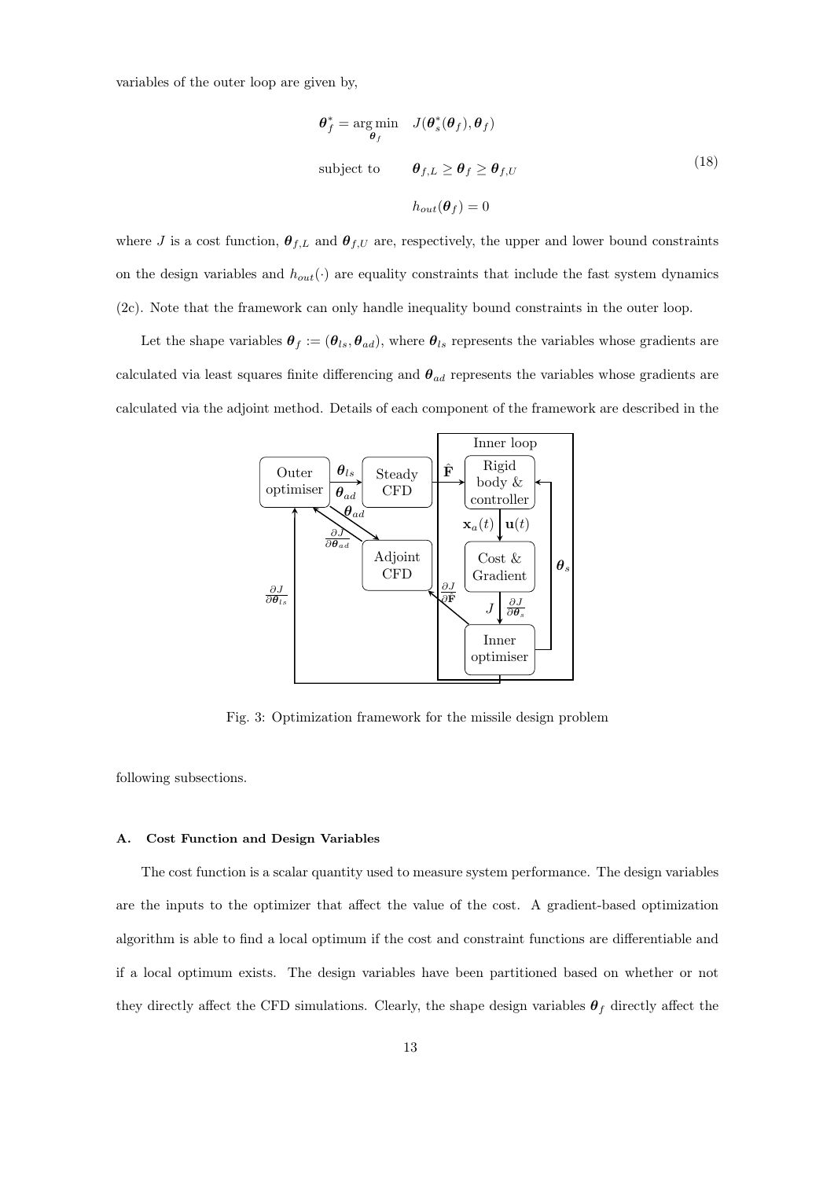variables of the outer loop are given by,

$$
\begin{aligned}
\boldsymbol{\theta}_f^* = \underset{\boldsymbol{\theta}_f}{\arg\min} \quad & J(\boldsymbol{\theta}_s^*(\boldsymbol{\theta}_f), \boldsymbol{\theta}_f) \\
\text{subject to} \quad & \boldsymbol{\theta}_{f,L} \geq \boldsymbol{\theta}_f \geq \boldsymbol{\theta}_{f,U} \\
& h_{out}(\boldsymbol{\theta}_f) = 0
\end{aligned}
\tag{18}
$$

where $J$ is a cost function, $\boldsymbol{\theta}_{f,L}$ and $\boldsymbol{\theta}_{f,U}$ are, respectively, the upper and lower bound constraints on the design variables and $h_{out}(\cdot)$ are equality constraints that include the fast system dynamics (2c). Note that the framework can only handle inequality bound constraints in the outer loop.

Let the shape variables $\boldsymbol{\theta}_f := (\boldsymbol{\theta}_{ls}, \boldsymbol{\theta}_{ad})$, where $\boldsymbol{\theta}_{ls}$ represents the variables whose gradients are calculated via least squares finite differencing and $\boldsymbol{\theta}_{ad}$ represents the variables whose gradients are calculated via the adjoint method. Details of each component of the framework are described in the following subsections.

Fig. 3: Optimization framework for the missile design problem

### A. Cost Function and Design Variables

The cost function is a scalar quantity used to measure system performance. The design variables are the inputs to the optimizer that affect the value of the cost. A gradient-based optimization algorithm is able to find a local optimum if the cost and constraint functions are differentiable and if a local optimum exists. The design variables have been partitioned based on whether or not they directly affect the CFD simulations. Clearly, the shape design variables $\boldsymbol{\theta}_f$ directly affect the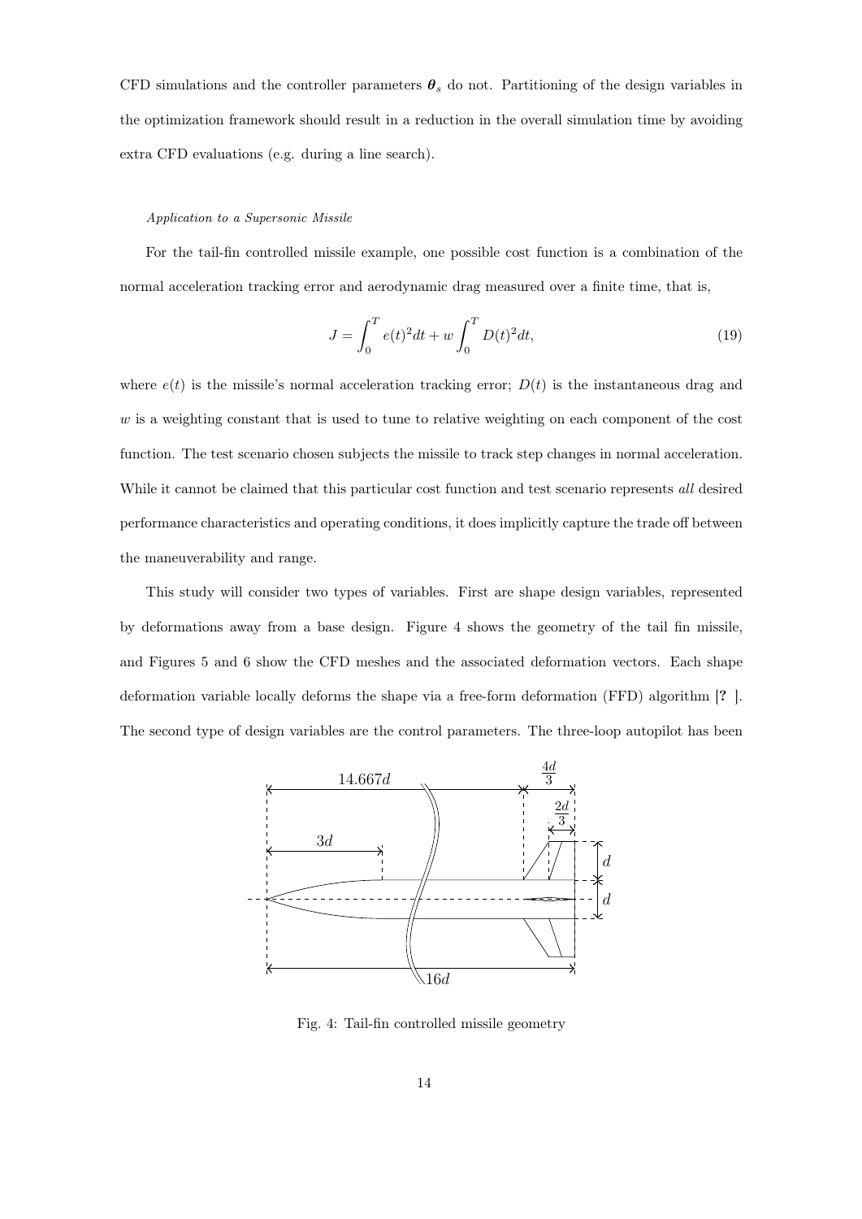CFD simulations and the controller parameters $\boldsymbol{\theta}_s$ do not. Partitioning of the design variables in the optimization framework should result in a reduction in the overall simulation time by avoiding extra CFD evaluations (e.g. during a line search).

*Application to a Supersonic Missile*

For the tail-fin controlled missile example, one possible cost function is a combination of the normal acceleration tracking error and aerodynamic drag measured over a finite time, that is,

$$J = \int_0^T e(t)^2 dt + w \int_0^T D(t)^2 dt, \tag{19}$$

where $e(t)$ is the missile's normal acceleration tracking error; $D(t)$ is the instantaneous drag and $w$ is a weighting constant that is used to tune to relative weighting on each component of the cost function. The test scenario chosen subjects the missile to track step changes in normal acceleration. While it cannot be claimed that this particular cost function and test scenario represents *all* desired performance characteristics and operating conditions, it does implicitly capture the trade off between the maneuverability and range.

This study will consider two types of variables. First are shape design variables, represented by deformations away from a base design. Figure 4 shows the geometry of the tail fin missile, and Figures 5 and 6 show the CFD meshes and the associated deformation vectors. Each shape deformation variable locally deforms the shape via a free-form deformation (FFD) algorithm [? ]. The second type of design variables are the control parameters. The three-loop autopilot has been

Fig. 4: Tail-fin controlled missile geometry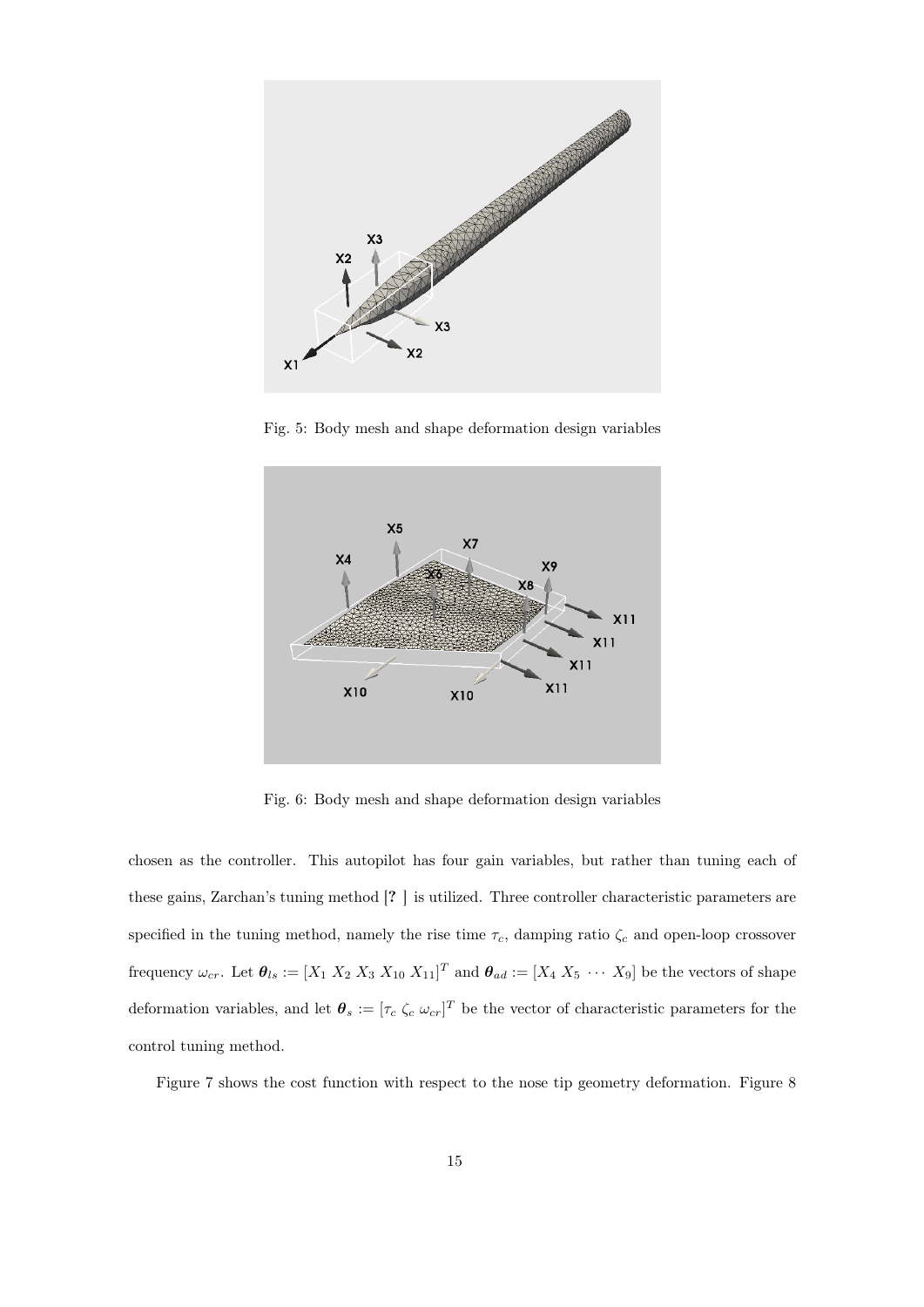Fig. 5: Body mesh and shape deformation design variables

Fig. 6: Body mesh and shape deformation design variables

chosen as the controller. This autopilot has four gain variables, but rather than tuning each of these gains, Zarchan's tuning method [? ] is utilized. Three controller characteristic parameters are specified in the tuning method, namely the rise time $\tau_c$, damping ratio $\zeta_c$ and open-loop crossover frequency $\omega_{cr}$. Let $\boldsymbol{\theta}_{ls} := [X_1\ X_2\ X_3\ X_{10}\ X_{11}]^T$ and $\boldsymbol{\theta}_{ad} := [X_4\ X_5\ \cdots\ X_9]$ be the vectors of shape deformation variables, and let $\boldsymbol{\theta}_s := [\tau_c\ \zeta_c\ \omega_{cr}]^T$ be the vector of characteristic parameters for the control tuning method.

Figure 7 shows the cost function with respect to the nose tip geometry deformation. Figure 8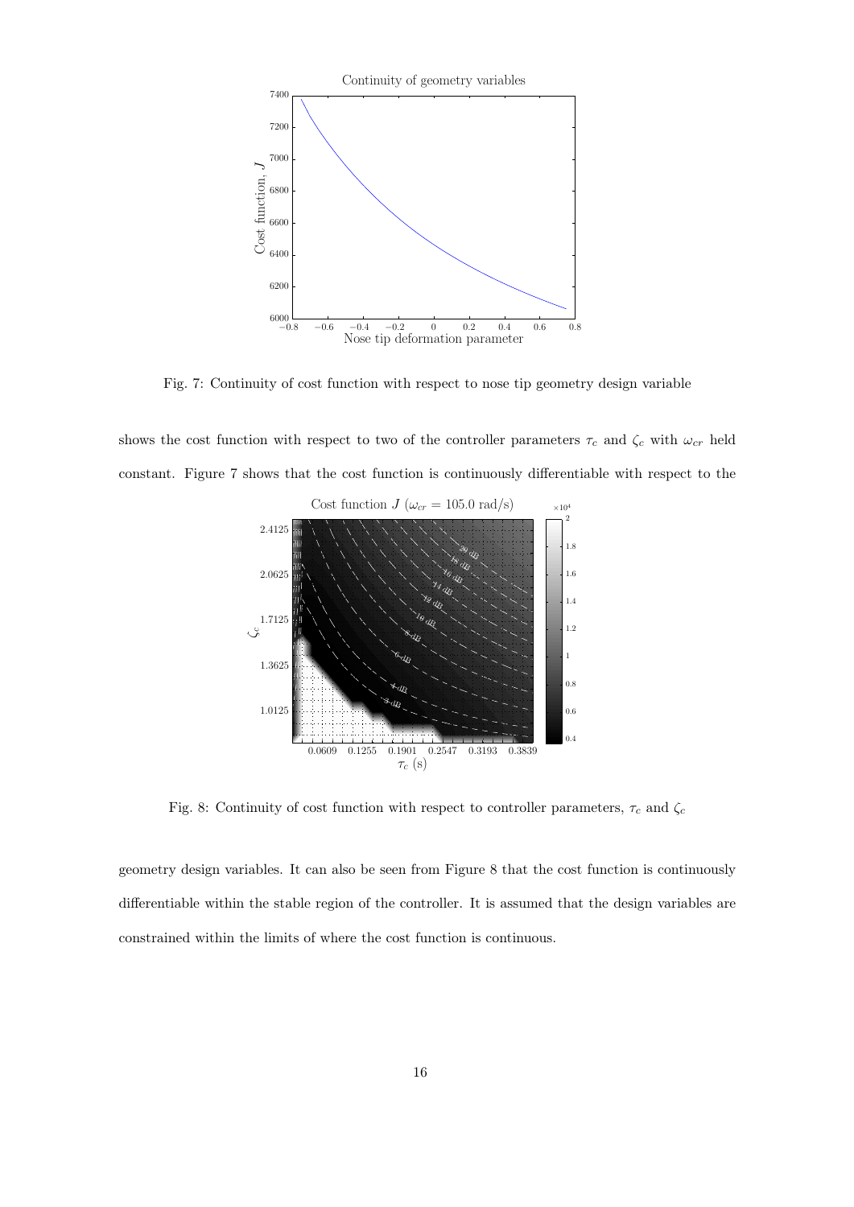Fig. 7: Continuity of cost function with respect to nose tip geometry design variable

shows the cost function with respect to two of the controller parameters $\tau_c$ and $\zeta_c$ with $\omega_{cr}$ held constant. Figure 7 shows that the cost function is continuously differentiable with respect to the

Fig. 8: Continuity of cost function with respect to controller parameters, $\tau_c$ and $\zeta_c$

geometry design variables. It can also be seen from Figure 8 that the cost function is continuously differentiable within the stable region of the controller. It is assumed that the design variables are constrained within the limits of where the cost function is continuous.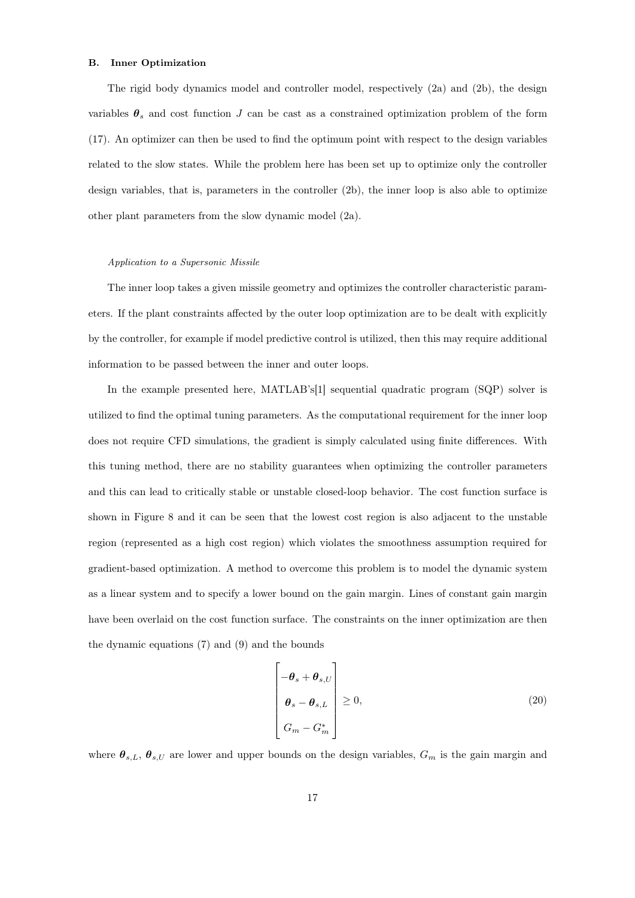### B. Inner Optimization

The rigid body dynamics model and controller model, respectively (2a) and (2b), the design variables $\boldsymbol{\theta}_s$ and cost function $J$ can be cast as a constrained optimization problem of the form (17). An optimizer can then be used to find the optimum point with respect to the design variables related to the slow states. While the problem here has been set up to optimize only the controller design variables, that is, parameters in the controller (2b), the inner loop is also able to optimize other plant parameters from the slow dynamic model (2a).

#### *Application to a Supersonic Missile*

The inner loop takes a given missile geometry and optimizes the controller characteristic parameters. If the plant constraints affected by the outer loop optimization are to be dealt with explicitly by the controller, for example if model predictive control is utilized, then this may require additional information to be passed between the inner and outer loops.

In the example presented here, MATLAB's[1] sequential quadratic program (SQP) solver is utilized to find the optimal tuning parameters. As the computational requirement for the inner loop does not require CFD simulations, the gradient is simply calculated using finite differences. With this tuning method, there are no stability guarantees when optimizing the controller parameters and this can lead to critically stable or unstable closed-loop behavior. The cost function surface is shown in Figure 8 and it can be seen that the lowest cost region is also adjacent to the unstable region (represented as a high cost region) which violates the smoothness assumption required for gradient-based optimization. A method to overcome this problem is to model the dynamic system as a linear system and to specify a lower bound on the gain margin. Lines of constant gain margin have been overlaid on the cost function surface. The constraints on the inner optimization are then the dynamic equations (7) and (9) and the bounds

$$
\begin{bmatrix} -\boldsymbol{\theta}_s + \boldsymbol{\theta}_{s,U} \\ \boldsymbol{\theta}_s - \boldsymbol{\theta}_{s,L} \\ G_m - G_m^* \end{bmatrix} \geq 0, \tag{20}
$$

where $\boldsymbol{\theta}_{s,L}$, $\boldsymbol{\theta}_{s,U}$ are lower and upper bounds on the design variables, $G_m$ is the gain margin and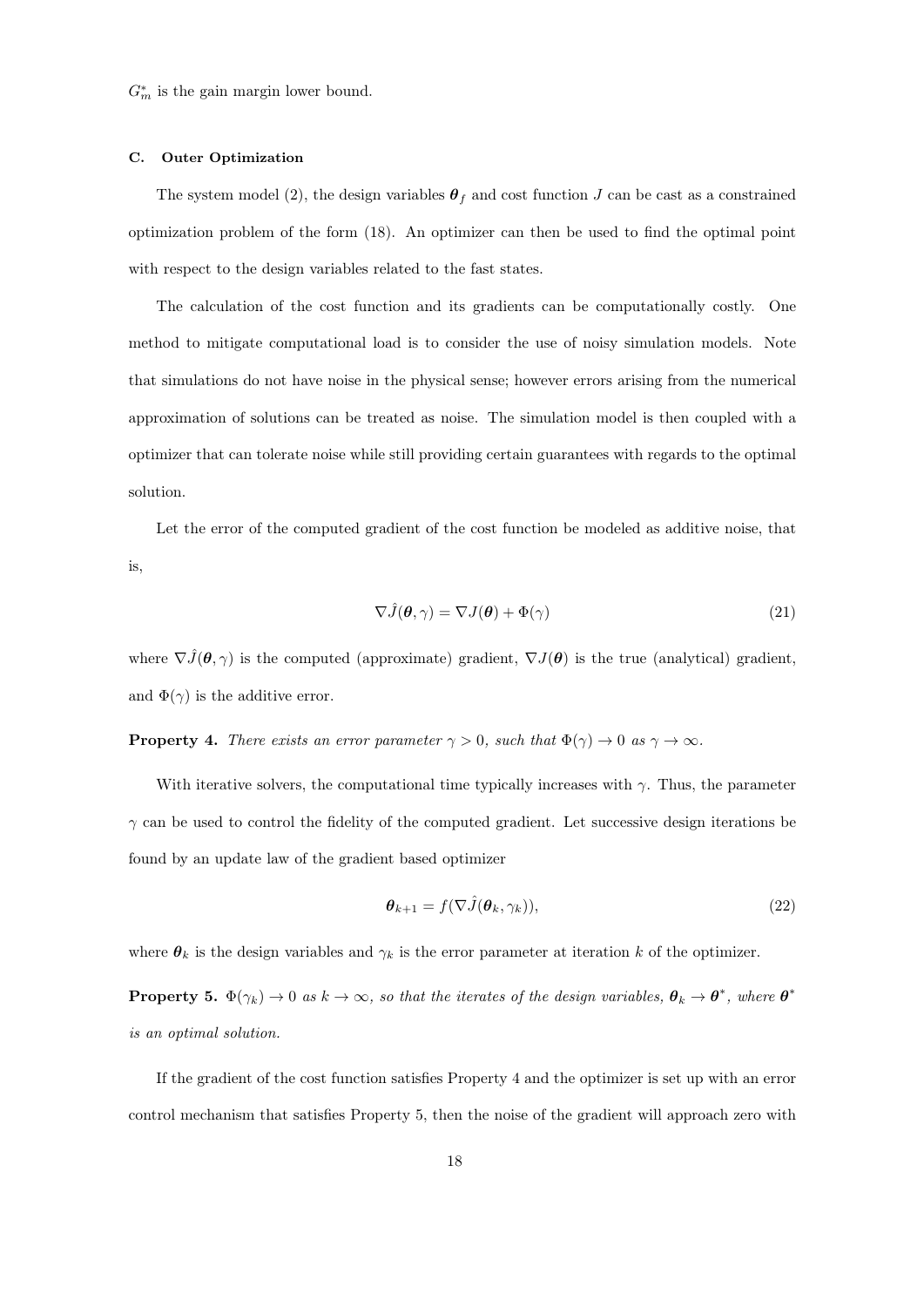$G_m^*$ is the gain margin lower bound.

### C. Outer Optimization

The system model (2), the design variables $\boldsymbol{\theta}_f$ and cost function $J$ can be cast as a constrained optimization problem of the form (18). An optimizer can then be used to find the optimal point with respect to the design variables related to the fast states.

The calculation of the cost function and its gradients can be computationally costly. One method to mitigate computational load is to consider the use of noisy simulation models. Note that simulations do not have noise in the physical sense; however errors arising from the numerical approximation of solutions can be treated as noise. The simulation model is then coupled with a optimizer that can tolerate noise while still providing certain guarantees with regards to the optimal solution.

Let the error of the computed gradient of the cost function be modeled as additive noise, that is,

$$\nabla \hat{J}(\boldsymbol{\theta}, \gamma) = \nabla J(\boldsymbol{\theta}) + \Phi(\gamma) \tag{21}$$

where $\nabla \hat{J}(\boldsymbol{\theta}, \gamma)$ is the computed (approximate) gradient, $\nabla J(\boldsymbol{\theta})$ is the true (analytical) gradient, and $\Phi(\gamma)$ is the additive error.

**Property 4.** *There exists an error parameter $\gamma > 0$, such that $\Phi(\gamma) \to 0$ as $\gamma \to \infty$.*

With iterative solvers, the computational time typically increases with $\gamma$. Thus, the parameter $\gamma$ can be used to control the fidelity of the computed gradient. Let successive design iterations be found by an update law of the gradient based optimizer

$$\boldsymbol{\theta}_{k+1} = f(\nabla \hat{J}(\boldsymbol{\theta}_k, \gamma_k)), \tag{22}$$

where $\boldsymbol{\theta}_k$ is the design variables and $\gamma_k$ is the error parameter at iteration $k$ of the optimizer.

**Property 5.** *$\Phi(\gamma_k) \to 0$ as $k \to \infty$, so that the iterates of the design variables, $\boldsymbol{\theta}_k \to \boldsymbol{\theta}^*$, where $\boldsymbol{\theta}^*$ is an optimal solution.*

If the gradient of the cost function satisfies Property 4 and the optimizer is set up with an error control mechanism that satisfies Property 5, then the noise of the gradient will approach zero with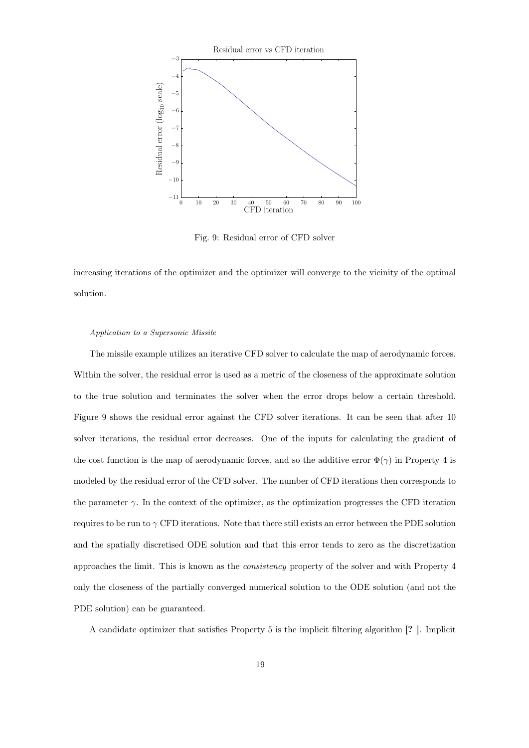Fig. 9: Residual error of CFD solver

increasing iterations of the optimizer and the optimizer will converge to the vicinity of the optimal solution.

*Application to a Supersonic Missile*

The missile example utilizes an iterative CFD solver to calculate the map of aerodynamic forces. Within the solver, the residual error is used as a metric of the closeness of the approximate solution to the true solution and terminates the solver when the error drops below a certain threshold. Figure 9 shows the residual error against the CFD solver iterations. It can be seen that after 10 solver iterations, the residual error decreases. One of the inputs for calculating the gradient of the cost function is the map of aerodynamic forces, and so the additive error $\Phi(\gamma)$ in Property 4 is modeled by the residual error of the CFD solver. The number of CFD iterations then corresponds to the parameter $\gamma$. In the context of the optimizer, as the optimization progresses the CFD iteration requires to be run to $\gamma$ CFD iterations. Note that there still exists an error between the PDE solution and the spatially discretised ODE solution and that this error tends to zero as the discretization approaches the limit. This is known as the *consistency* property of the solver and with Property 4 only the closeness of the partially converged numerical solution to the ODE solution (and not the PDE solution) can be guaranteed.

A candidate optimizer that satisfies Property 5 is the implicit filtering algorithm [**?** ]. Implicit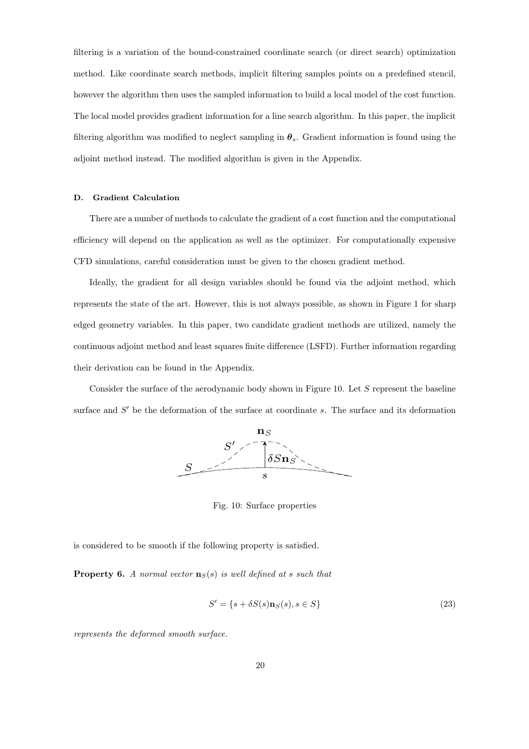filtering is a variation of the bound-constrained coordinate search (or direct search) optimization method. Like coordinate search methods, implicit filtering samples points on a predefined stencil, however the algorithm then uses the sampled information to build a local model of the cost function. The local model provides gradient information for a line search algorithm. In this paper, the implicit filtering algorithm was modified to neglect sampling in $\boldsymbol{\theta}_s$. Gradient information is found using the adjoint method instead. The modified algorithm is given in the Appendix.

### D. Gradient Calculation

There are a number of methods to calculate the gradient of a cost function and the computational efficiency will depend on the application as well as the optimizer. For computationally expensive CFD simulations, careful consideration must be given to the chosen gradient method.

Ideally, the gradient for all design variables should be found via the adjoint method, which represents the state of the art. However, this is not always possible, as shown in Figure 1 for sharp edged geometry variables. In this paper, two candidate gradient methods are utilized, namely the continuous adjoint method and least squares finite difference (LSFD). Further information regarding their derivation can be found in the Appendix.

Consider the surface of the aerodynamic body shown in Figure 10. Let $S$ represent the baseline surface and $S'$ be the deformation of the surface at coordinate $s$. The surface and its deformation

Fig. 10: Surface properties

is considered to be smooth if the following property is satisfied.

**Property 6.** *A normal vector* $\mathbf{n}_S(s)$ *is well defined at* $s$ *such that*

$$S' = \{s + \delta S(s)\mathbf{n}_S(s), s \in S\} \tag{23}$$

*represents the deformed smooth surface.*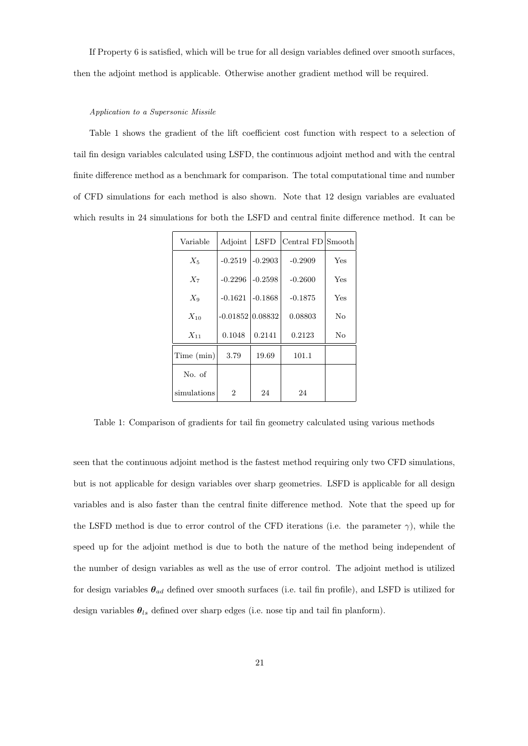If Property 6 is satisfied, which will be true for all design variables defined over smooth surfaces, then the adjoint method is applicable. Otherwise another gradient method will be required.

*Application to a Supersonic Missile*

Table 1 shows the gradient of the lift coefficient cost function with respect to a selection of tail fin design variables calculated using LSFD, the continuous adjoint method and with the central finite difference method as a benchmark for comparison. The total computational time and number of CFD simulations for each method is also shown. Note that 12 design variables are evaluated which results in 24 simulations for both the LSFD and central finite difference method. It can be seen that the continuous adjoint method is the fastest method requiring only two CFD simulations, but is not applicable for design variables over sharp geometries. LSFD is applicable for all design variables and is also faster than the central finite difference method. Note that the speed up for the LSFD method is due to error control of the CFD iterations (i.e. the parameter $\gamma$), while the speed up for the adjoint method is due to both the nature of the method being independent of the number of design variables as well as the use of error control. The adjoint method is utilized for design variables $\boldsymbol{\theta}_{ad}$ defined over smooth surfaces (i.e. tail fin profile), and LSFD is utilized for design variables $\boldsymbol{\theta}_{ls}$ defined over sharp edges (i.e. nose tip and tail fin planform).

| Variable | Adjoint | LSFD | Central FD | Smooth |
|---|---|---|---|---|
| $X_5$ | -0.2519 | -0.2903 | -0.2909 | Yes |
| $X_7$ | -0.2296 | -0.2598 | -0.2600 | Yes |
| $X_9$ | -0.1621 | -0.1868 | -0.1875 | Yes |
| $X_{10}$ | -0.01852 | 0.08832 | 0.08803 | No |
| $X_{11}$ | 0.1048 | 0.2141 | 0.2123 | No |
| Time (min) | 3.79 | 19.69 | 101.1 | |
| No. of simulations | 2 | 24 | 24 | |

Table 1: Comparison of gradients for tail fin geometry calculated using various methods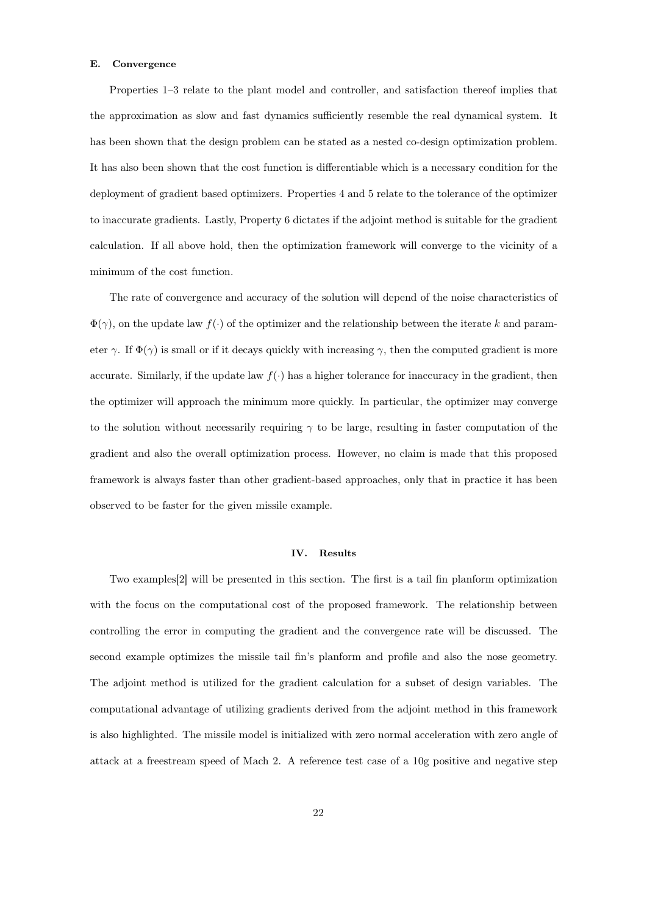### E. Convergence

Properties 1–3 relate to the plant model and controller, and satisfaction thereof implies that the approximation as slow and fast dynamics sufficiently resemble the real dynamical system. It has been shown that the design problem can be stated as a nested co-design optimization problem. It has also been shown that the cost function is differentiable which is a necessary condition for the deployment of gradient based optimizers. Properties 4 and 5 relate to the tolerance of the optimizer to inaccurate gradients. Lastly, Property 6 dictates if the adjoint method is suitable for the gradient calculation. If all above hold, then the optimization framework will converge to the vicinity of a minimum of the cost function.

The rate of convergence and accuracy of the solution will depend of the noise characteristics of $\Phi(\gamma)$, on the update law $f(\cdot)$ of the optimizer and the relationship between the iterate $k$ and parameter $\gamma$. If $\Phi(\gamma)$ is small or if it decays quickly with increasing $\gamma$, then the computed gradient is more accurate. Similarly, if the update law $f(\cdot)$ has a higher tolerance for inaccuracy in the gradient, then the optimizer will approach the minimum more quickly. In particular, the optimizer may converge to the solution without necessarily requiring $\gamma$ to be large, resulting in faster computation of the gradient and also the overall optimization process. However, no claim is made that this proposed framework is always faster than other gradient-based approaches, only that in practice it has been observed to be faster for the given missile example.

## IV. Results

Two examples[2] will be presented in this section. The first is a tail fin planform optimization with the focus on the computational cost of the proposed framework. The relationship between controlling the error in computing the gradient and the convergence rate will be discussed. The second example optimizes the missile tail fin's planform and profile and also the nose geometry. The adjoint method is utilized for the gradient calculation for a subset of design variables. The computational advantage of utilizing gradients derived from the adjoint method in this framework is also highlighted. The missile model is initialized with zero normal acceleration with zero angle of attack at a freestream speed of Mach 2. A reference test case of a 10g positive and negative step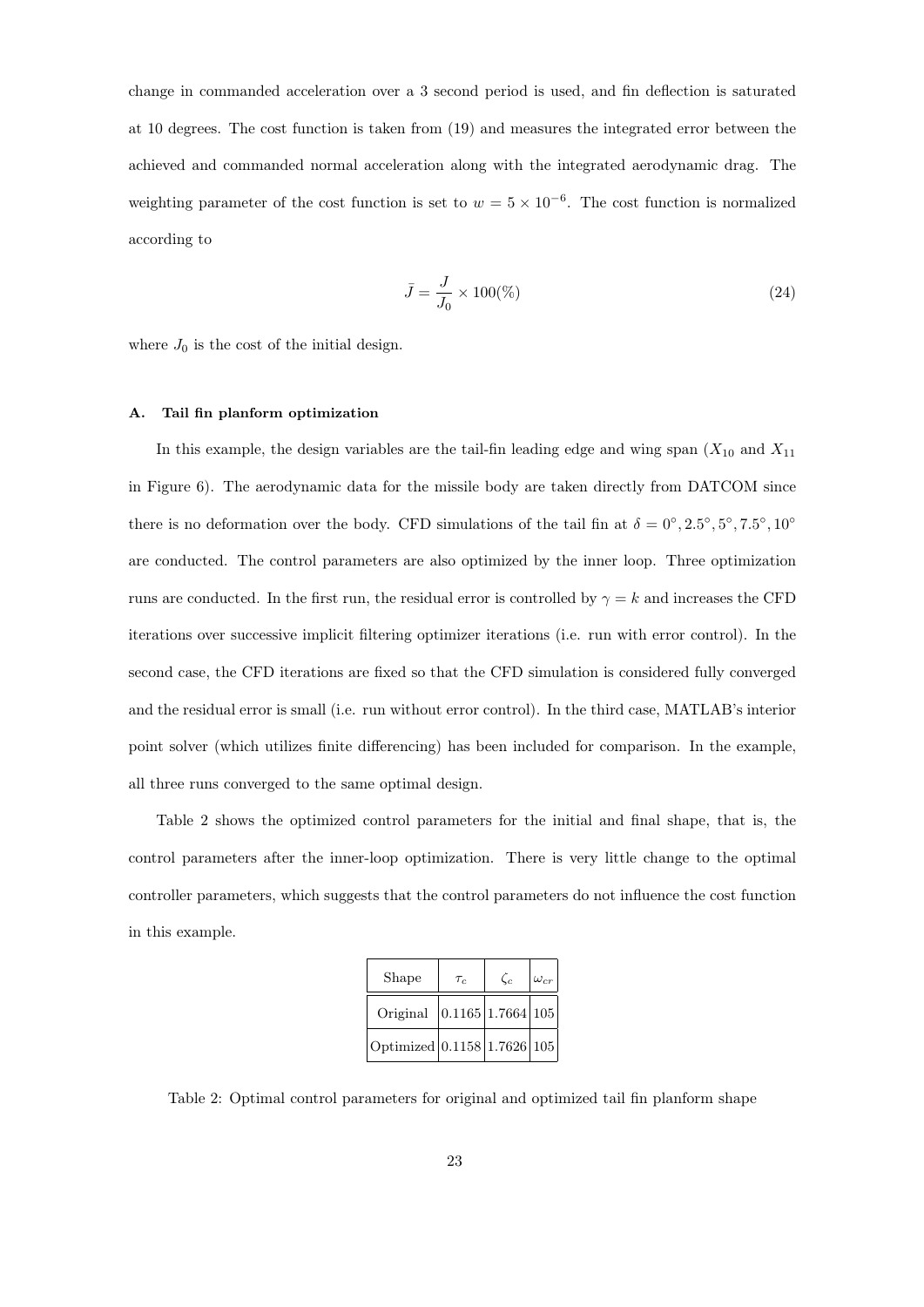change in commanded acceleration over a 3 second period is used, and fin deflection is saturated at 10 degrees. The cost function is taken from (19) and measures the integrated error between the achieved and commanded normal acceleration along with the integrated aerodynamic drag. The weighting parameter of the cost function is set to $w = 5 \times 10^{-6}$. The cost function is normalized according to

$$\bar{J} = \frac{J}{J_0} \times 100(\%) \tag{24}$$

where $J_0$ is the cost of the initial design.

### A. Tail fin planform optimization

In this example, the design variables are the tail-fin leading edge and wing span ($X_{10}$ and $X_{11}$ in Figure 6). The aerodynamic data for the missile body are taken directly from DATCOM since there is no deformation over the body. CFD simulations of the tail fin at $\delta = 0^\circ, 2.5^\circ, 5^\circ, 7.5^\circ, 10^\circ$ are conducted. The control parameters are also optimized by the inner loop. Three optimization runs are conducted. In the first run, the residual error is controlled by $\gamma = k$ and increases the CFD iterations over successive implicit filtering optimizer iterations (i.e. run with error control). In the second case, the CFD iterations are fixed so that the CFD simulation is considered fully converged and the residual error is small (i.e. run without error control). In the third case, MATLAB's interior point solver (which utilizes finite differencing) has been included for comparison. In the example, all three runs converged to the same optimal design.

Table 2 shows the optimized control parameters for the initial and final shape, that is, the control parameters after the inner-loop optimization. There is very little change to the optimal controller parameters, which suggests that the control parameters do not influence the cost function in this example.

| Shape | $\tau_c$ | $\zeta_c$ | $\omega_{cr}$ |
|---|---|---|---|
| Original | 0.1165 | 1.7664 | 105 |
| Optimized | 0.1158 | 1.7626 | 105 |

Table 2: Optimal control parameters for original and optimized tail fin planform shape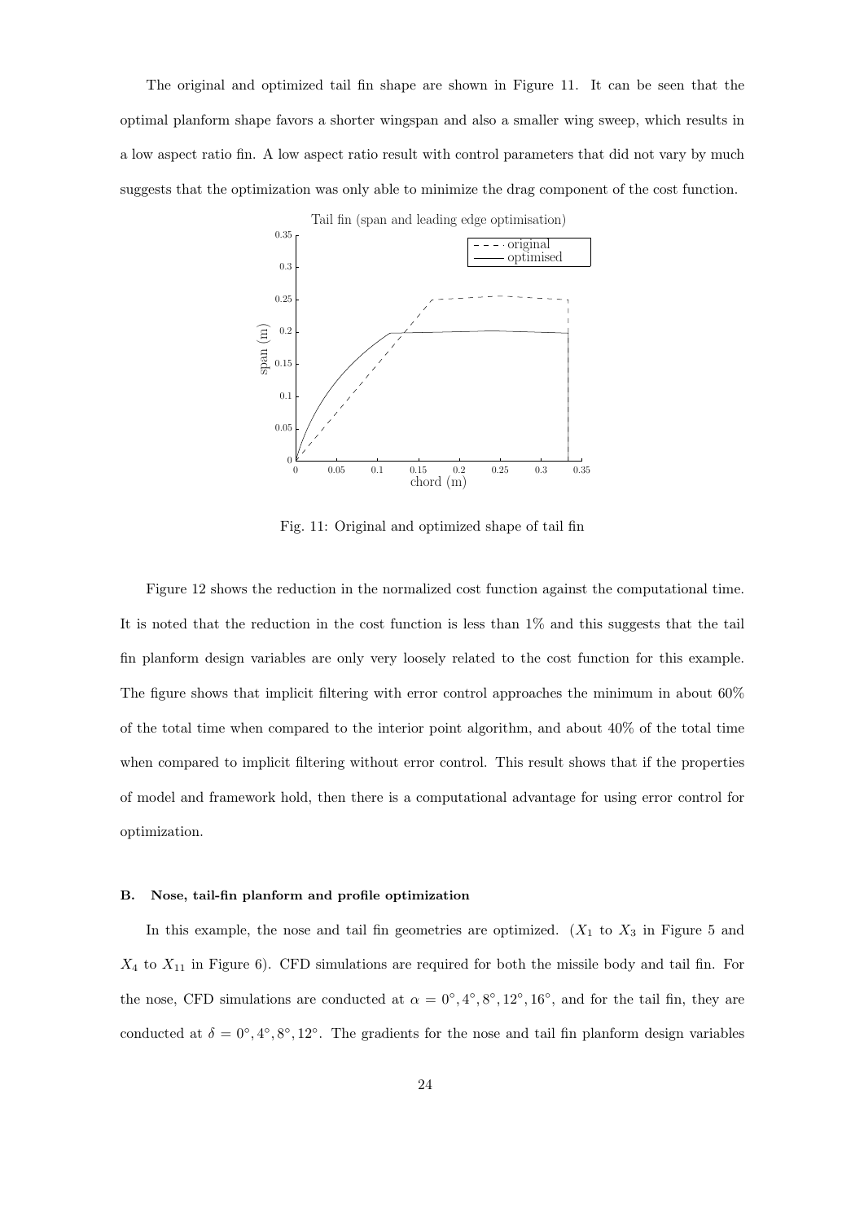The original and optimized tail fin shape are shown in Figure 11. It can be seen that the optimal planform shape favors a shorter wingspan and also a smaller wing sweep, which results in a low aspect ratio fin. A low aspect ratio result with control parameters that did not vary by much suggests that the optimization was only able to minimize the drag component of the cost function.

Fig. 11: Original and optimized shape of tail fin

Figure 12 shows the reduction in the normalized cost function against the computational time. It is noted that the reduction in the cost function is less than 1% and this suggests that the tail fin planform design variables are only very loosely related to the cost function for this example. The figure shows that implicit filtering with error control approaches the minimum in about 60% of the total time when compared to the interior point algorithm, and about 40% of the total time when compared to implicit filtering without error control. This result shows that if the properties of model and framework hold, then there is a computational advantage for using error control for optimization.

### B. Nose, tail-fin planform and profile optimization

In this example, the nose and tail fin geometries are optimized. ($X_1$ to $X_3$ in Figure 5 and $X_4$ to $X_{11}$ in Figure 6). CFD simulations are required for both the missile body and tail fin. For the nose, CFD simulations are conducted at $\alpha = 0°, 4°, 8°, 12°, 16°$, and for the tail fin, they are conducted at $\delta = 0°, 4°, 8°, 12°$. The gradients for the nose and tail fin planform design variables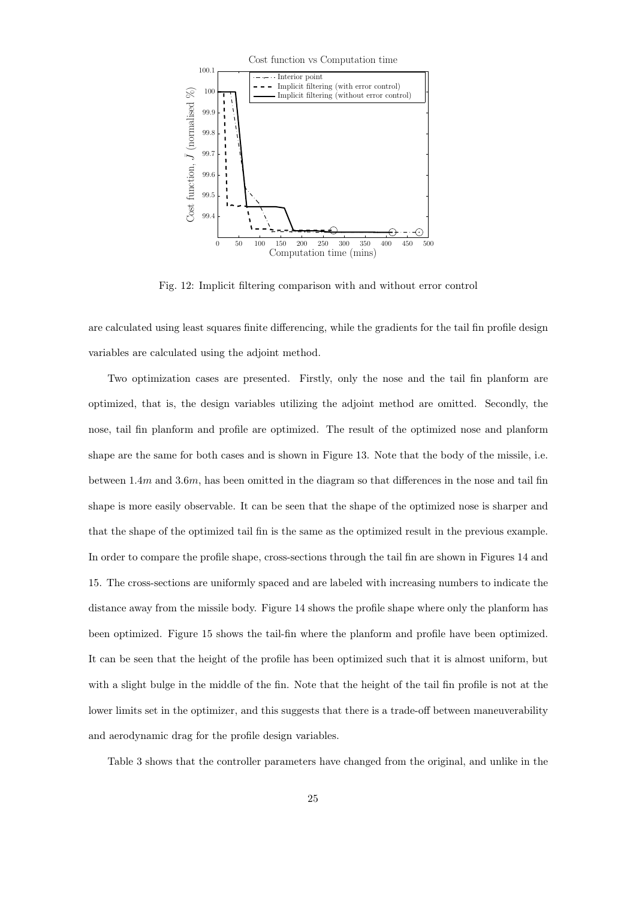Fig. 12: Implicit filtering comparison with and without error control

are calculated using least squares finite differencing, while the gradients for the tail fin profile design variables are calculated using the adjoint method.

Two optimization cases are presented. Firstly, only the nose and the tail fin planform are optimized, that is, the design variables utilizing the adjoint method are omitted. Secondly, the nose, tail fin planform and profile are optimized. The result of the optimized nose and planform shape are the same for both cases and is shown in Figure 13. Note that the body of the missile, i.e. between $1.4m$ and $3.6m$, has been omitted in the diagram so that differences in the nose and tail fin shape is more easily observable. It can be seen that the shape of the optimized nose is sharper and that the shape of the optimized tail fin is the same as the optimized result in the previous example. In order to compare the profile shape, cross-sections through the tail fin are shown in Figures 14 and 15. The cross-sections are uniformly spaced and are labeled with increasing numbers to indicate the distance away from the missile body. Figure 14 shows the profile shape where only the planform has been optimized. Figure 15 shows the tail-fin where the planform and profile have been optimized. It can be seen that the height of the profile has been optimized such that it is almost uniform, but with a slight bulge in the middle of the fin. Note that the height of the tail fin profile is not at the lower limits set in the optimizer, and this suggests that there is a trade-off between maneuverability and aerodynamic drag for the profile design variables.

Table 3 shows that the controller parameters have changed from the original, and unlike in the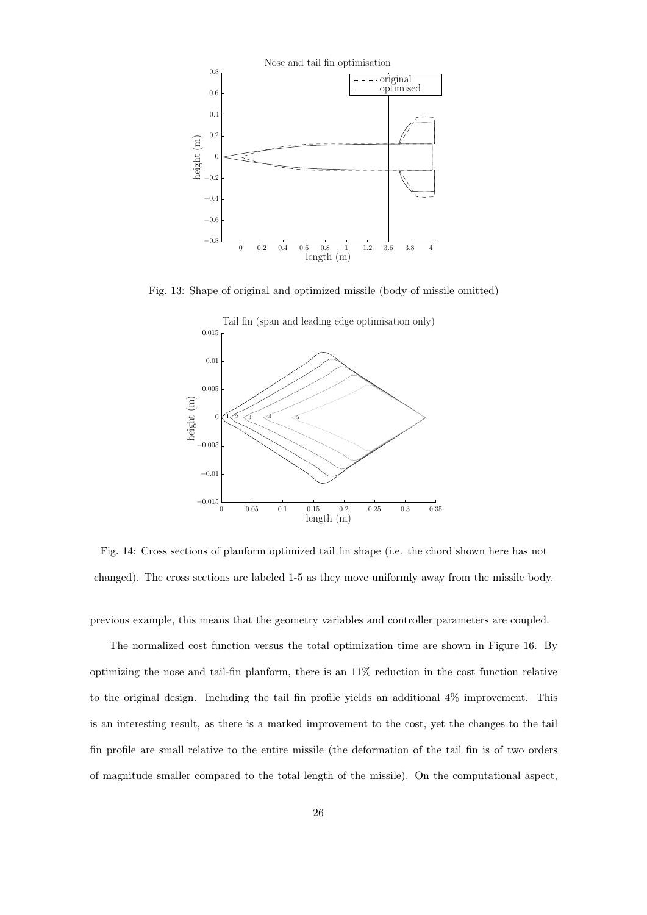Fig. 13: Shape of original and optimized missile (body of missile omitted)

Fig. 14: Cross sections of planform optimized tail fin shape (i.e. the chord shown here has not changed). The cross sections are labeled 1-5 as they move uniformly away from the missile body.

previous example, this means that the geometry variables and controller parameters are coupled.

The normalized cost function versus the total optimization time are shown in Figure 16. By optimizing the nose and tail-fin planform, there is an 11% reduction in the cost function relative to the original design. Including the tail fin profile yields an additional 4% improvement. This is an interesting result, as there is a marked improvement to the cost, yet the changes to the tail fin profile are small relative to the entire missile (the deformation of the tail fin is of two orders of magnitude smaller compared to the total length of the missile). On the computational aspect,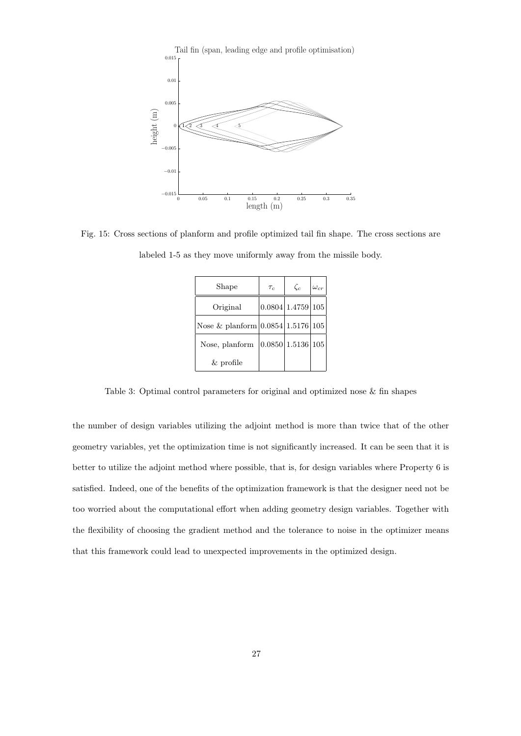Fig. 15: Cross sections of planform and profile optimized tail fin shape. The cross sections are labeled 1-5 as they move uniformly away from the missile body.

| Shape | $\tau_c$ | $\zeta_c$ | $\omega_{cr}$ |
|---|---|---|---|
| Original | 0.0804 | 1.4759 | 105 |
| Nose & planform | 0.0854 | 1.5176 | 105 |
| Nose, planform & profile | 0.0850 | 1.5136 | 105 |

Table 3: Optimal control parameters for original and optimized nose & fin shapes

the number of design variables utilizing the adjoint method is more than twice that of the other geometry variables, yet the optimization time is not significantly increased. It can be seen that it is better to utilize the adjoint method where possible, that is, for design variables where Property 6 is satisfied. Indeed, one of the benefits of the optimization framework is that the designer need not be too worried about the computational effort when adding geometry design variables. Together with the flexibility of choosing the gradient method and the tolerance to noise in the optimizer means that this framework could lead to unexpected improvements in the optimized design.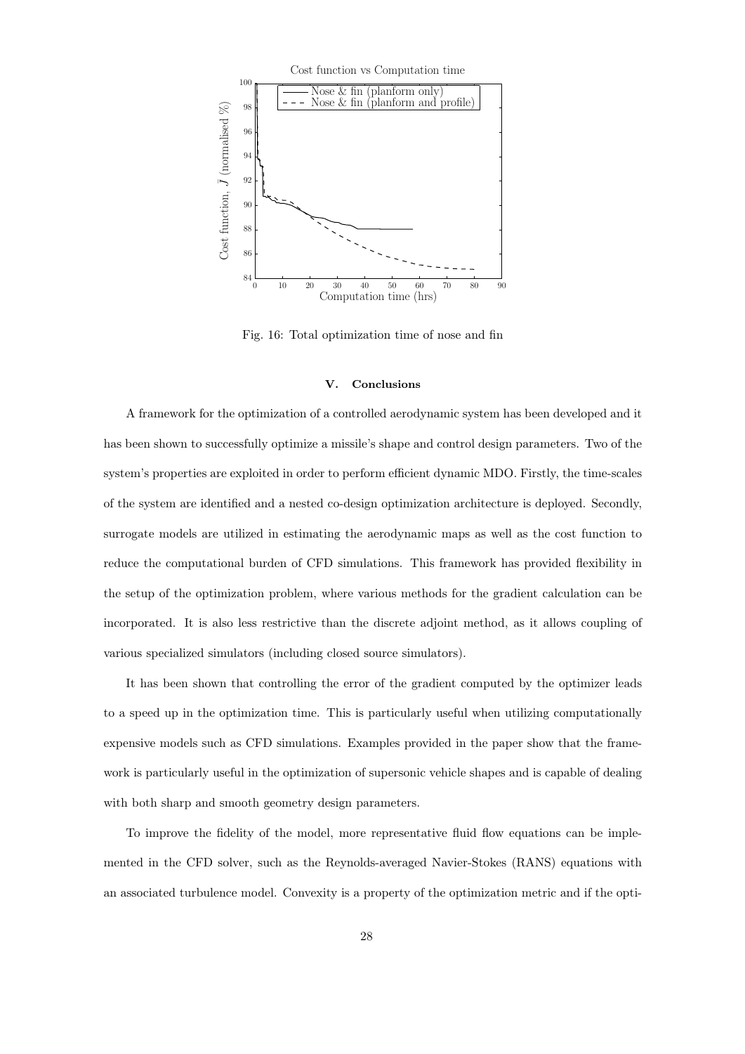Fig. 16: Total optimization time of nose and fin

### V. Conclusions

A framework for the optimization of a controlled aerodynamic system has been developed and it has been shown to successfully optimize a missile's shape and control design parameters. Two of the system's properties are exploited in order to perform efficient dynamic MDO. Firstly, the time-scales of the system are identified and a nested co-design optimization architecture is deployed. Secondly, surrogate models are utilized in estimating the aerodynamic maps as well as the cost function to reduce the computational burden of CFD simulations. This framework has provided flexibility in the setup of the optimization problem, where various methods for the gradient calculation can be incorporated. It is also less restrictive than the discrete adjoint method, as it allows coupling of various specialized simulators (including closed source simulators).

It has been shown that controlling the error of the gradient computed by the optimizer leads to a speed up in the optimization time. This is particularly useful when utilizing computationally expensive models such as CFD simulations. Examples provided in the paper show that the framework is particularly useful in the optimization of supersonic vehicle shapes and is capable of dealing with both sharp and smooth geometry design parameters.

To improve the fidelity of the model, more representative fluid flow equations can be implemented in the CFD solver, such as the Reynolds-averaged Navier-Stokes (RANS) equations with an associated turbulence model. Convexity is a property of the optimization metric and if the opti-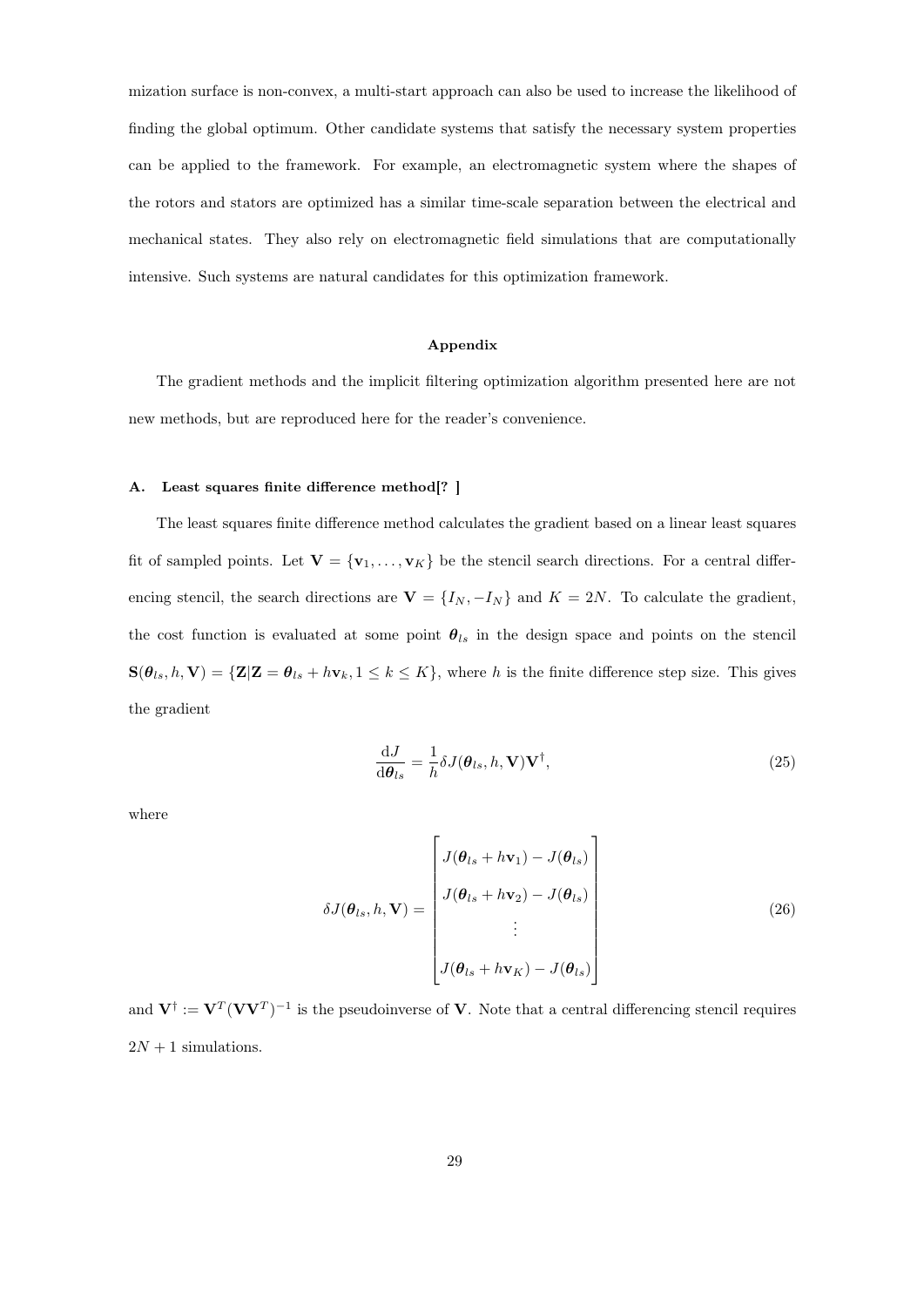mization surface is non-convex, a multi-start approach can also be used to increase the likelihood of finding the global optimum. Other candidate systems that satisfy the necessary system properties can be applied to the framework. For example, an electromagnetic system where the shapes of the rotors and stators are optimized has a similar time-scale separation between the electrical and mechanical states. They also rely on electromagnetic field simulations that are computationally intensive. Such systems are natural candidates for this optimization framework.

## Appendix

The gradient methods and the implicit filtering optimization algorithm presented here are not new methods, but are reproduced here for the reader's convenience.

### A. Least squares finite difference method[? ]

The least squares finite difference method calculates the gradient based on a linear least squares fit of sampled points. Let $\mathbf{V} = \{\mathbf{v}_1, \dots, \mathbf{v}_K\}$ be the stencil search directions. For a central differencing stencil, the search directions are $\mathbf{V} = \{I_N, -I_N\}$ and $K = 2N$. To calculate the gradient, the cost function is evaluated at some point $\boldsymbol{\theta}_{ls}$ in the design space and points on the stencil $\mathbf{S}(\boldsymbol{\theta}_{ls}, h, \mathbf{V}) = \{\mathbf{Z} | \mathbf{Z} = \boldsymbol{\theta}_{ls} + h\mathbf{v}_k, 1 \leq k \leq K\}$, where $h$ is the finite difference step size. This gives the gradient

$$\frac{\mathrm{d}J}{\mathrm{d}\boldsymbol{\theta}_{ls}} = \frac{1}{h}\delta J(\boldsymbol{\theta}_{ls}, h, \mathbf{V})\mathbf{V}^{\dagger}, \tag{25}$$

where

$$\delta J(\boldsymbol{\theta}_{ls}, h, \mathbf{V}) = \begin{bmatrix} J(\boldsymbol{\theta}_{ls} + h\mathbf{v}_1) - J(\boldsymbol{\theta}_{ls}) \\ J(\boldsymbol{\theta}_{ls} + h\mathbf{v}_2) - J(\boldsymbol{\theta}_{ls}) \\ \vdots \\ J(\boldsymbol{\theta}_{ls} + h\mathbf{v}_K) - J(\boldsymbol{\theta}_{ls}) \end{bmatrix} \tag{26}$$

and $\mathbf{V}^{\dagger} := \mathbf{V}^T(\mathbf{V}\mathbf{V}^T)^{-1}$ is the pseudoinverse of $\mathbf{V}$. Note that a central differencing stencil requires $2N + 1$ simulations.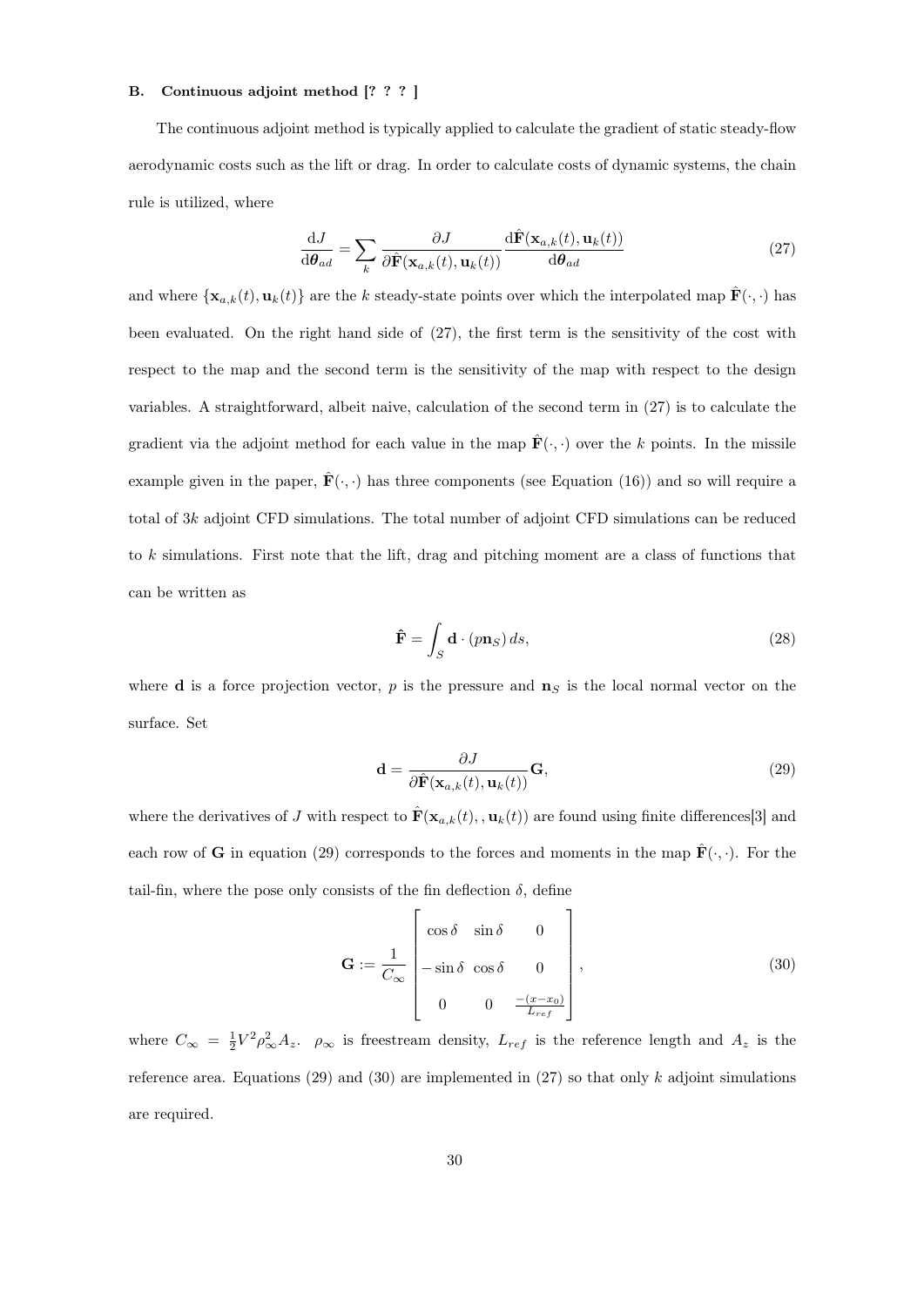### B. Continuous adjoint method [? ? ? ]

The continuous adjoint method is typically applied to calculate the gradient of static steady-flow aerodynamic costs such as the lift or drag. In order to calculate costs of dynamic systems, the chain rule is utilized, where

$$\frac{\mathrm{d}J}{\mathrm{d}\boldsymbol{\theta}_{ad}} = \sum_{k} \frac{\partial J}{\partial \hat{\mathbf{F}}(\mathbf{x}_{a,k}(t), \mathbf{u}_k(t))} \frac{\mathrm{d}\hat{\mathbf{F}}(\mathbf{x}_{a,k}(t), \mathbf{u}_k(t))}{\mathrm{d}\boldsymbol{\theta}_{ad}} \tag{27}$$

and where $\{\mathbf{x}_{a,k}(t), \mathbf{u}_k(t)\}$ are the $k$ steady-state points over which the interpolated map $\hat{\mathbf{F}}(\cdot,\cdot)$ has been evaluated. On the right hand side of (27), the first term is the sensitivity of the cost with respect to the map and the second term is the sensitivity of the map with respect to the design variables. A straightforward, albeit naive, calculation of the second term in (27) is to calculate the gradient via the adjoint method for each value in the map $\hat{\mathbf{F}}(\cdot,\cdot)$ over the $k$ points. In the missile example given in the paper, $\hat{\mathbf{F}}(\cdot,\cdot)$ has three components (see Equation (16)) and so will require a total of $3k$ adjoint CFD simulations. The total number of adjoint CFD simulations can be reduced to $k$ simulations. First note that the lift, drag and pitching moment are a class of functions that can be written as

$$\hat{\mathbf{F}} = \int_S \mathbf{d} \cdot (p\mathbf{n}_S)\, ds, \tag{28}$$

where $\mathbf{d}$ is a force projection vector, $p$ is the pressure and $\mathbf{n}_S$ is the local normal vector on the surface. Set

$$\mathbf{d} = \frac{\partial J}{\partial \hat{\mathbf{F}}(\mathbf{x}_{a,k}(t), \mathbf{u}_k(t))}\mathbf{G}, \tag{29}$$

where the derivatives of $J$ with respect to $\hat{\mathbf{F}}(\mathbf{x}_{a,k}(t), , \mathbf{u}_k(t))$ are found using finite differences[3] and each row of $\mathbf{G}$ in equation (29) corresponds to the forces and moments in the map $\hat{\mathbf{F}}(\cdot,\cdot)$. For the tail-fin, where the pose only consists of the fin deflection $\delta$, define

$$\mathbf{G} := \frac{1}{C_\infty} \begin{bmatrix} \cos\delta & \sin\delta & 0 \\ -\sin\delta & \cos\delta & 0 \\ 0 & 0 & \frac{-(x-x_0)}{L_{ref}} \end{bmatrix}, \tag{30}$$

where $C_\infty = \frac{1}{2}V^2\rho_\infty^2 A_z$. $\rho_\infty$ is freestream density, $L_{ref}$ is the reference length and $A_z$ is the reference area. Equations (29) and (30) are implemented in (27) so that only $k$ adjoint simulations are required.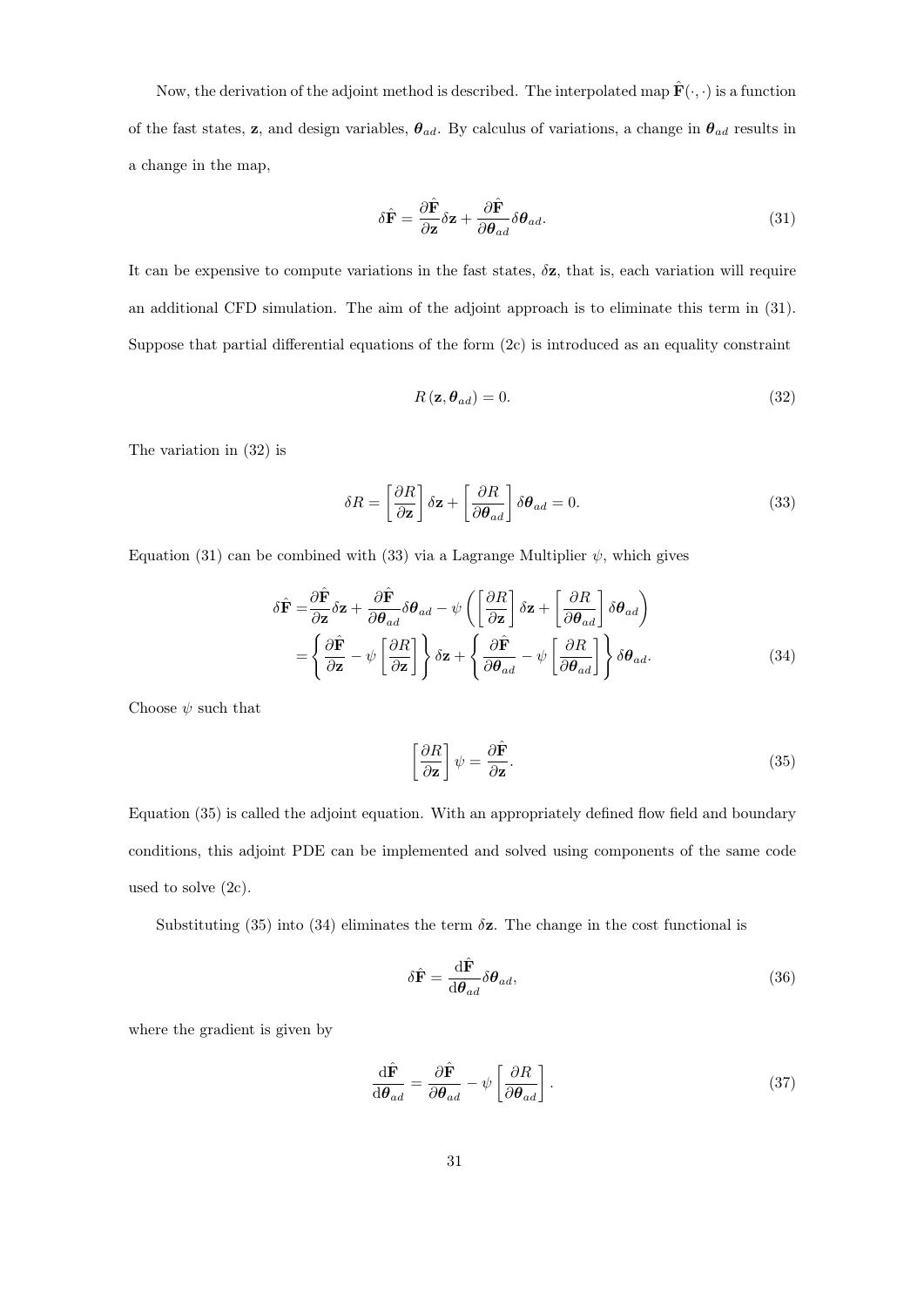Now, the derivation of the adjoint method is described. The interpolated map $\hat{\mathbf{F}}(\cdot,\cdot)$ is a function of the fast states, $\mathbf{z}$, and design variables, $\boldsymbol{\theta}_{ad}$. By calculus of variations, a change in $\boldsymbol{\theta}_{ad}$ results in a change in the map,

$$\delta\hat{\mathbf{F}} = \frac{\partial \hat{\mathbf{F}}}{\partial \mathbf{z}}\delta\mathbf{z} + \frac{\partial \hat{\mathbf{F}}}{\partial \boldsymbol{\theta}_{ad}}\delta\boldsymbol{\theta}_{ad}. \tag{31}$$

It can be expensive to compute variations in the fast states, $\delta\mathbf{z}$, that is, each variation will require an additional CFD simulation. The aim of the adjoint approach is to eliminate this term in (31). Suppose that partial differential equations of the form (2c) is introduced as an equality constraint

$$R\left(\mathbf{z}, \boldsymbol{\theta}_{ad}\right) = 0. \tag{32}$$

The variation in (32) is

$$\delta R = \left[\frac{\partial R}{\partial \mathbf{z}}\right]\delta\mathbf{z} + \left[\frac{\partial R}{\partial \boldsymbol{\theta}_{ad}}\right]\delta\boldsymbol{\theta}_{ad} = 0. \tag{33}$$

Equation (31) can be combined with (33) via a Lagrange Multiplier $\psi$, which gives

$$\begin{aligned}
\delta\hat{\mathbf{F}} =& \frac{\partial \hat{\mathbf{F}}}{\partial \mathbf{z}}\delta\mathbf{z} + \frac{\partial \hat{\mathbf{F}}}{\partial \boldsymbol{\theta}_{ad}}\delta\boldsymbol{\theta}_{ad} - \psi\left(\left[\frac{\partial R}{\partial \mathbf{z}}\right]\delta\mathbf{z} + \left[\frac{\partial R}{\partial \boldsymbol{\theta}_{ad}}\right]\delta\boldsymbol{\theta}_{ad}\right) \\
=& \left\{\frac{\partial \hat{\mathbf{F}}}{\partial \mathbf{z}} - \psi\left[\frac{\partial R}{\partial \mathbf{z}}\right]\right\}\delta\mathbf{z} + \left\{\frac{\partial \hat{\mathbf{F}}}{\partial \boldsymbol{\theta}_{ad}} - \psi\left[\frac{\partial R}{\partial \boldsymbol{\theta}_{ad}}\right]\right\}\delta\boldsymbol{\theta}_{ad}.
\end{aligned} \tag{34}$$

Choose $\psi$ such that

$$\left[\frac{\partial R}{\partial \mathbf{z}}\right]\psi = \frac{\partial \hat{\mathbf{F}}}{\partial \mathbf{z}}. \tag{35}$$

Equation (35) is called the adjoint equation. With an appropriately defined flow field and boundary conditions, this adjoint PDE can be implemented and solved using components of the same code used to solve (2c).

Substituting (35) into (34) eliminates the term $\delta\mathbf{z}$. The change in the cost functional is

$$\delta\hat{\mathbf{F}} = \frac{\mathrm{d}\hat{\mathbf{F}}}{\mathrm{d}\boldsymbol{\theta}_{ad}}\delta\boldsymbol{\theta}_{ad}, \tag{36}$$

where the gradient is given by

$$\frac{\mathrm{d}\hat{\mathbf{F}}}{\mathrm{d}\boldsymbol{\theta}_{ad}} = \frac{\partial \hat{\mathbf{F}}}{\partial \boldsymbol{\theta}_{ad}} - \psi\left[\frac{\partial R}{\partial \boldsymbol{\theta}_{ad}}\right]. \tag{37}$$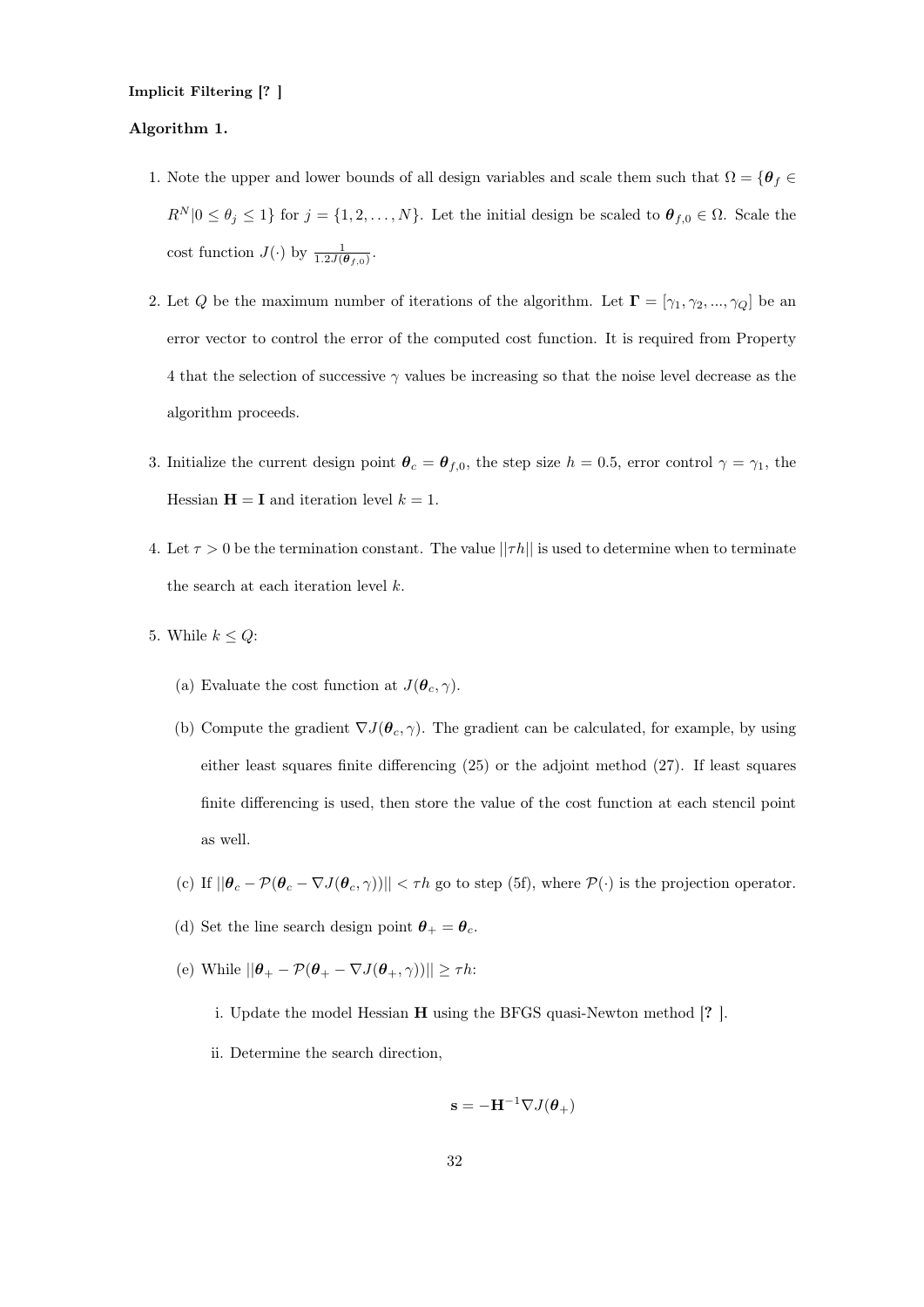**Implicit Filtering [? ]**

**Algorithm 1.**

1. Note the upper and lower bounds of all design variables and scale them such that $\Omega = \{\boldsymbol{\theta}_f \in R^N | 0 \leq \theta_j \leq 1\}$ for $j = \{1, 2, \ldots, N\}$. Let the initial design be scaled to $\boldsymbol{\theta}_{f,0} \in \Omega$. Scale the cost function $J(\cdot)$ by $\frac{1}{1.2J(\boldsymbol{\theta}_{f,0})}$.

2. Let $Q$ be the maximum number of iterations of the algorithm. Let $\boldsymbol{\Gamma} = [\gamma_1, \gamma_2, ..., \gamma_Q]$ be an error vector to control the error of the computed cost function. It is required from Property 4 that the selection of successive $\gamma$ values be increasing so that the noise level decrease as the algorithm proceeds.

3. Initialize the current design point $\boldsymbol{\theta}_c = \boldsymbol{\theta}_{f,0}$, the step size $h = 0.5$, error control $\gamma = \gamma_1$, the Hessian $\mathbf{H} = \mathbf{I}$ and iteration level $k = 1$.

4. Let $\tau > 0$ be the termination constant. The value $||\tau h||$ is used to determine when to terminate the search at each iteration level $k$.

5. While $k \leq Q$:

   (a) Evaluate the cost function at $J(\boldsymbol{\theta}_c, \gamma)$.

   (b) Compute the gradient $\nabla J(\boldsymbol{\theta}_c, \gamma)$. The gradient can be calculated, for example, by using either least squares finite differencing (25) or the adjoint method (27). If least squares finite differencing is used, then store the value of the cost function at each stencil point as well.

   (c) If $||\boldsymbol{\theta}_c - \mathcal{P}(\boldsymbol{\theta}_c - \nabla J(\boldsymbol{\theta}_c, \gamma))|| < \tau h$ go to step (5f), where $\mathcal{P}(\cdot)$ is the projection operator.

   (d) Set the line search design point $\boldsymbol{\theta}_+ = \boldsymbol{\theta}_c$.

   (e) While $||\boldsymbol{\theta}_+ - \mathcal{P}(\boldsymbol{\theta}_+ - \nabla J(\boldsymbol{\theta}_+, \gamma))|| \geq \tau h$:

      i. Update the model Hessian $\mathbf{H}$ using the BFGS quasi-Newton method [? ].

      ii. Determine the search direction,

$$\mathbf{s} = -\mathbf{H}^{-1}\nabla J(\boldsymbol{\theta}_+)$$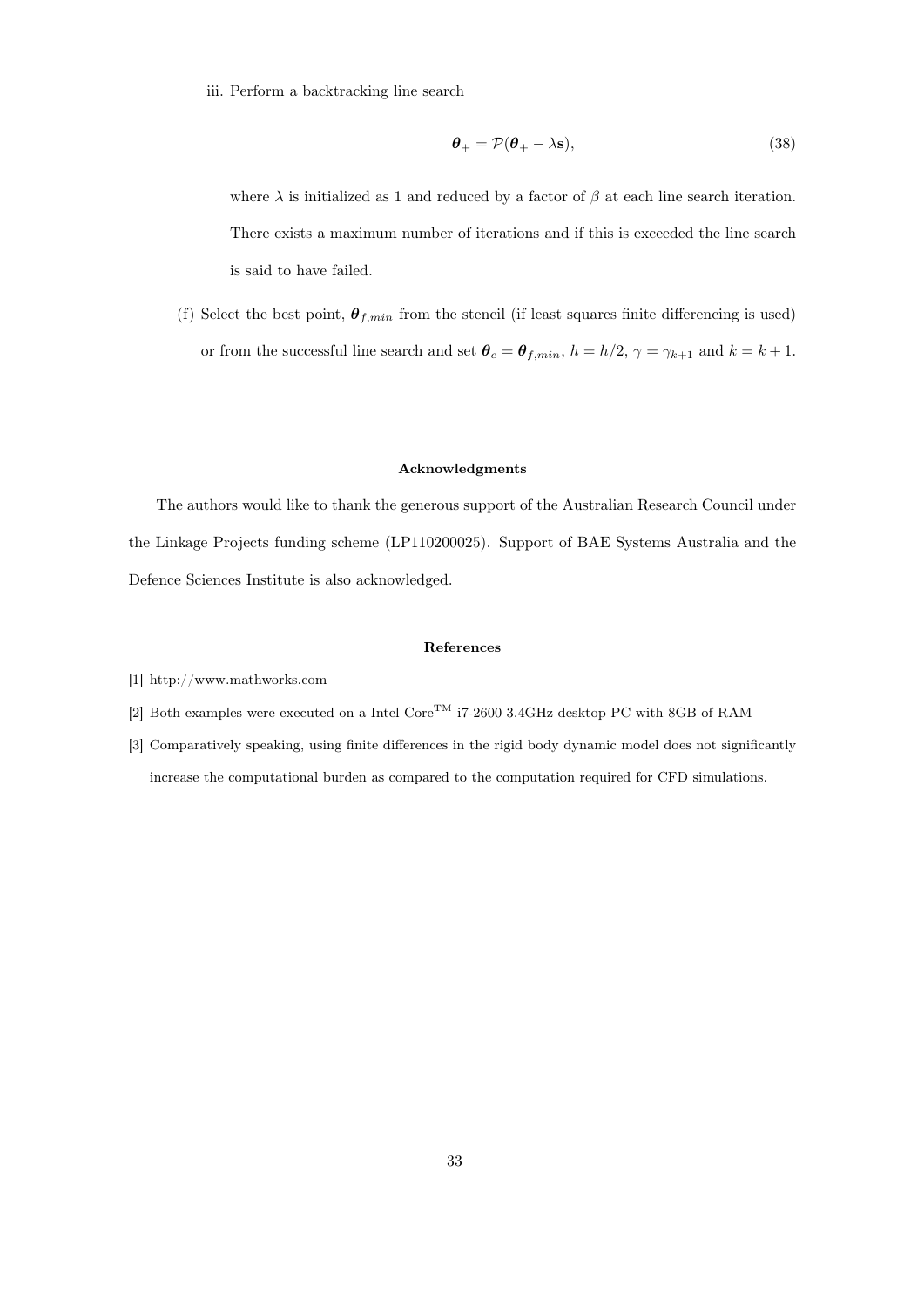iii. Perform a backtracking line search

$$\boldsymbol{\theta}_{+} = \mathcal{P}(\boldsymbol{\theta}_{+} - \lambda \mathbf{s}), \tag{38}$$

where $\lambda$ is initialized as 1 and reduced by a factor of $\beta$ at each line search iteration. There exists a maximum number of iterations and if this is exceeded the line search is said to have failed.

(f) Select the best point, $\boldsymbol{\theta}_{f,min}$ from the stencil (if least squares finite differencing is used) or from the successful line search and set $\boldsymbol{\theta}_c = \boldsymbol{\theta}_{f,min}$, $h = h/2$, $\gamma = \gamma_{k+1}$ and $k = k + 1$.

### Acknowledgments

The authors would like to thank the generous support of the Australian Research Council under the Linkage Projects funding scheme (LP110200025). Support of BAE Systems Australia and the Defence Sciences Institute is also acknowledged.

### References

[1] http://www.mathworks.com

[2] Both examples were executed on a Intel Core$^{\mathrm{TM}}$ i7-2600 3.4GHz desktop PC with 8GB of RAM

[3] Comparatively speaking, using finite differences in the rigid body dynamic model does not significantly increase the computational burden as compared to the computation required for CFD simulations.